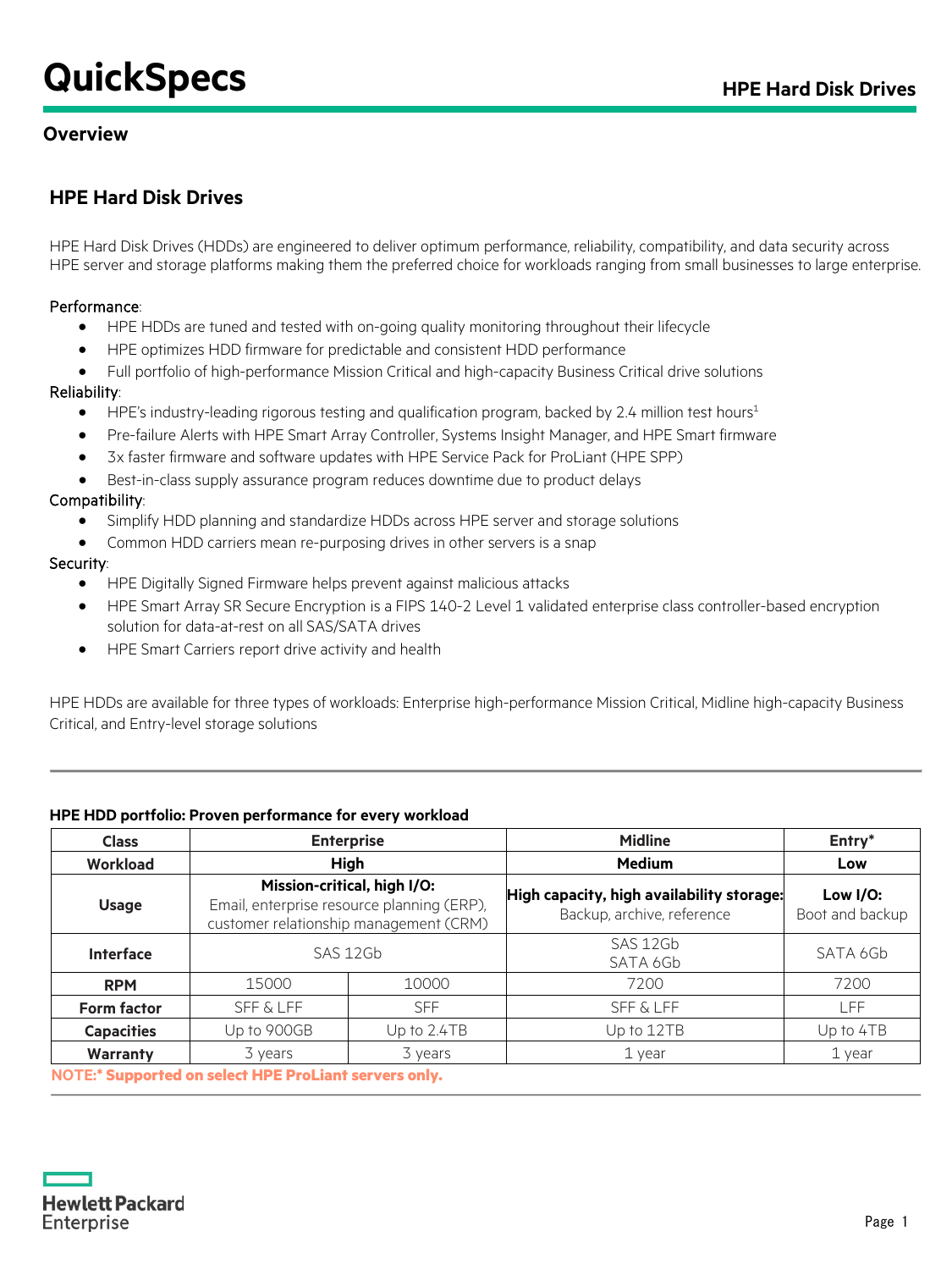# QuickSpecs

## HPE Hard Disk Drives

### Overview

### HPE Hard Disk Drives

HPE Hard Disk Drives (HDDs) are engineered to deliver optimum performance, reliability, compatibility, and data security across HPE server and storage platforms making them the preferred choice for workloads ranging from small businesses to large enterprise.

Performance:

- HPE HDDs are tuned and tested with on-going quality monitoring throughout their lifecycle
- HPE optimizes HDD firmware for predictable and consistent HDD performance
- Full portfolio of high-performance Mission Critical and high-capacity Business Critical drive solutions

Reliability:

- HPE's industry-leading rigorous testing and qualification program, backed by 2.4 million test hours[1]
- Pre-failure Alerts with HPE Smart Array Controller, Systems Insight Manager, and HPE Smart firmware
- 3x faster firmware and software updates with HPE Service Pack for ProLiant (HPE SPP)
- Best-in-class supply assurance program reduces downtime due to product delays

Compatibility:

- Simplify HDD planning and standardize HDDs across HPE server and storage solutions
- Common HDD carriers mean re-purposing drives in other servers is a snap

Security:

- HPE Digitally Signed Firmware helps prevent against malicious attacks
- HPE Smart Array SR Secure Encryption is a FIPS 140-2 Level 1 validated enterprise class controller-based encryption solution for data-at-rest on all SAS/SATA drives
- HPE Smart Carriers report drive activity and health

HPE HDDs are available for three types of workloads: Enterprise high-performance Mission Critical, Midline high-capacity Business Critical, and Entry-level storage solutions

**HPE HDD portfolio: Proven performance for every workload**

| Class | Enterprise | | Midline | Entry* |
|---|---|---|---|---|
| Workload | High | | Medium | Low |
| Usage | **Mission-critical, high I/O:** Email, enterprise resource planning (ERP), customer relationship management (CRM) | | **High capacity, high availability storage:** Backup, archive, reference | **Low I/O:** Boot and backup |
| Interface | SAS 12Gb | | SAS 12Gb<br>SATA 6Gb | SATA 6Gb |
| RPM | 15000 | 10000 | 7200 | 7200 |
| Form factor | SFF & LFF | SFF | SFF & LFF | LFF |
| Capacities | Up to 900GB | Up to 2.4TB | Up to 12TB | Up to 4TB |
| Warranty | 3 years | 3 years | 1 year | 1 year |

**NOTE:\* Supported on select HPE ProLiant servers only.**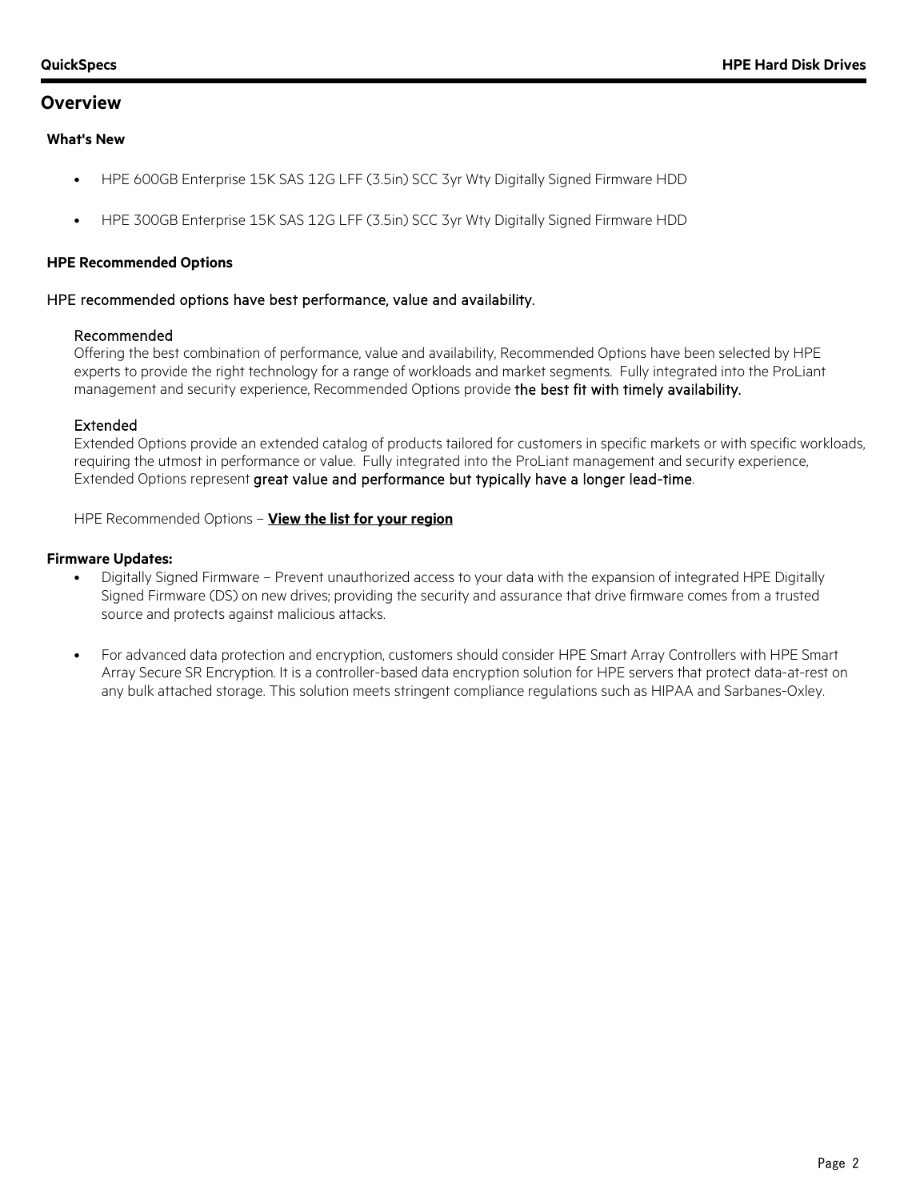## Overview

### What's New

- HPE 600GB Enterprise 15K SAS 12G LFF (3.5in) SCC 3yr Wty Digitally Signed Firmware HDD
- HPE 300GB Enterprise 15K SAS 12G LFF (3.5in) SCC 3yr Wty Digitally Signed Firmware HDD

### HPE Recommended Options

HPE recommended options have best performance, value and availability.

Recommended
Offering the best combination of performance, value and availability, Recommended Options have been selected by HPE experts to provide the right technology for a range of workloads and market segments. Fully integrated into the ProLiant management and security experience, Recommended Options provide the best fit with timely availability.

Extended
Extended Options provide an extended catalog of products tailored for customers in specific markets or with specific workloads, requiring the utmost in performance or value. Fully integrated into the ProLiant management and security experience, Extended Options represent great value and performance but typically have a longer lead-time.

HPE Recommended Options – **View the list for your region**

### Firmware Updates:

- Digitally Signed Firmware – Prevent unauthorized access to your data with the expansion of integrated HPE Digitally Signed Firmware (DS) on new drives; providing the security and assurance that drive firmware comes from a trusted source and protects against malicious attacks.
- For advanced data protection and encryption, customers should consider HPE Smart Array Controllers with HPE Smart Array Secure SR Encryption. It is a controller-based data encryption solution for HPE servers that protect data-at-rest on any bulk attached storage. This solution meets stringent compliance regulations such as HIPAA and Sarbanes-Oxley.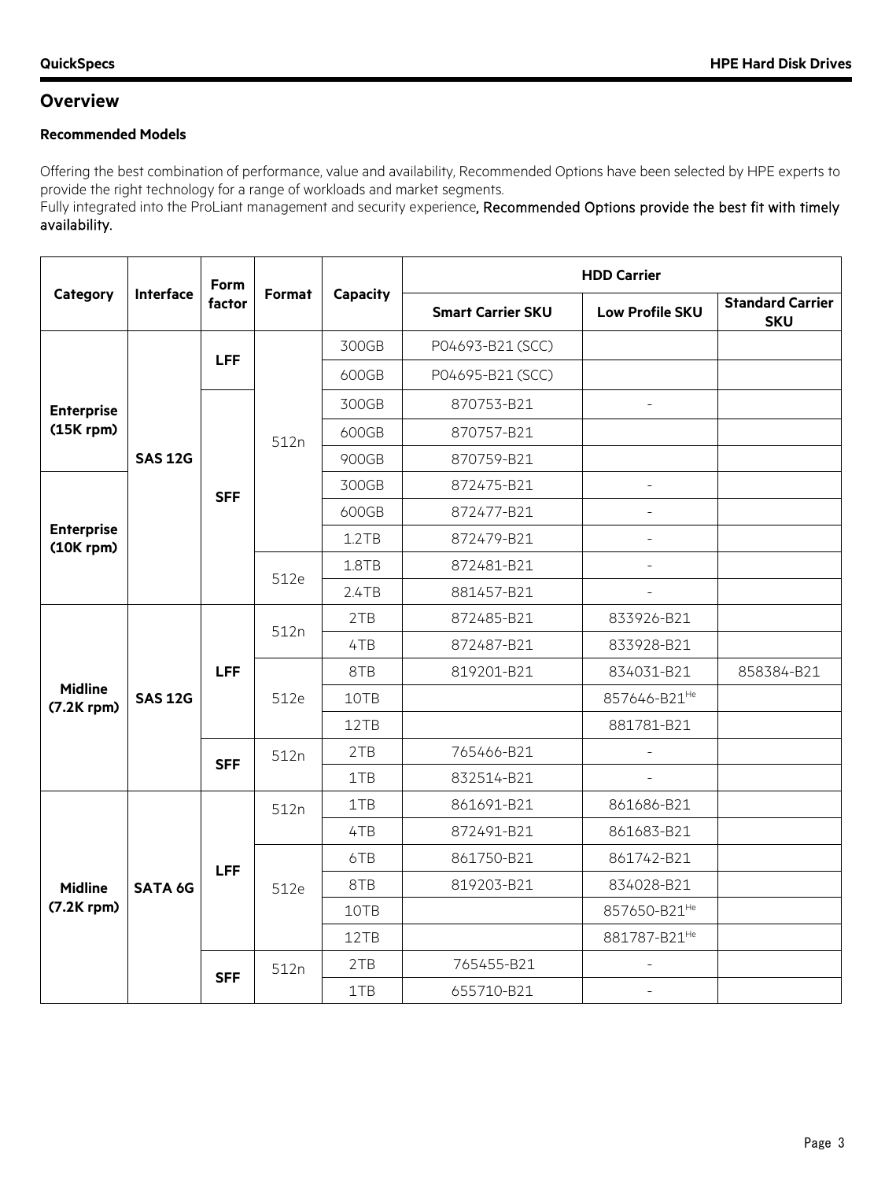## Overview

### Recommended Models

Offering the best combination of performance, value and availability, Recommended Options have been selected by HPE experts to provide the right technology for a range of workloads and market segments.
Fully integrated into the ProLiant management and security experience, Recommended Options provide the best fit with timely availability.

| Category | Interface | Form factor | Format | Capacity | HDD Carrier | | |
|---|---|---|---|---|---|---|---|
| | | | | | Smart Carrier SKU | Low Profile SKU | Standard Carrier SKU |
| Enterprise (15K rpm) | SAS 12G | LFF | 512n | 300GB | P04693-B21 (SCC) | | |
| | | | | 600GB | P04695-B21 (SCC) | | |
| | | SFF | | 300GB | 870753-B21 | - | |
| | | | | 600GB | 870757-B21 | | |
| | | | | 900GB | 870759-B21 | | |
| Enterprise (10K rpm) | | | | 300GB | 872475-B21 | - | |
| | | | | 600GB | 872477-B21 | - | |
| | | | | 1.2TB | 872479-B21 | - | |
| | | | 512e | 1.8TB | 872481-B21 | - | |
| | | | | 2.4TB | 881457-B21 | - | |
| Midline (7.2K rpm) | SAS 12G | LFF | 512n | 2TB | 872485-B21 | 833926-B21 | |
| | | | | 4TB | 872487-B21 | 833928-B21 | |
| | | | 512e | 8TB | 819201-B21 | 834031-B21 | 858384-B21 |
| | | | | 10TB | | 857646-B21 He | |
| | | | | 12TB | | 881781-B21 | |
| | | SFF | 512n | 2TB | 765466-B21 | - | |
| | | | | 1TB | 832514-B21 | - | |
| Midline (7.2K rpm) | SATA 6G | LFF | 512n | 1TB | 861691-B21 | 861686-B21 | |
| | | | | 4TB | 872491-B21 | 861683-B21 | |
| | | | 512e | 6TB | 861750-B21 | 861742-B21 | |
| | | | | 8TB | 819203-B21 | 834028-B21 | |
| | | | | 10TB | | 857650-B21 He | |
| | | | | 12TB | | 881787-B21 He | |
| | | SFF | 512n | 2TB | 765455-B21 | - | |
| | | | | 1TB | 655710-B21 | - | |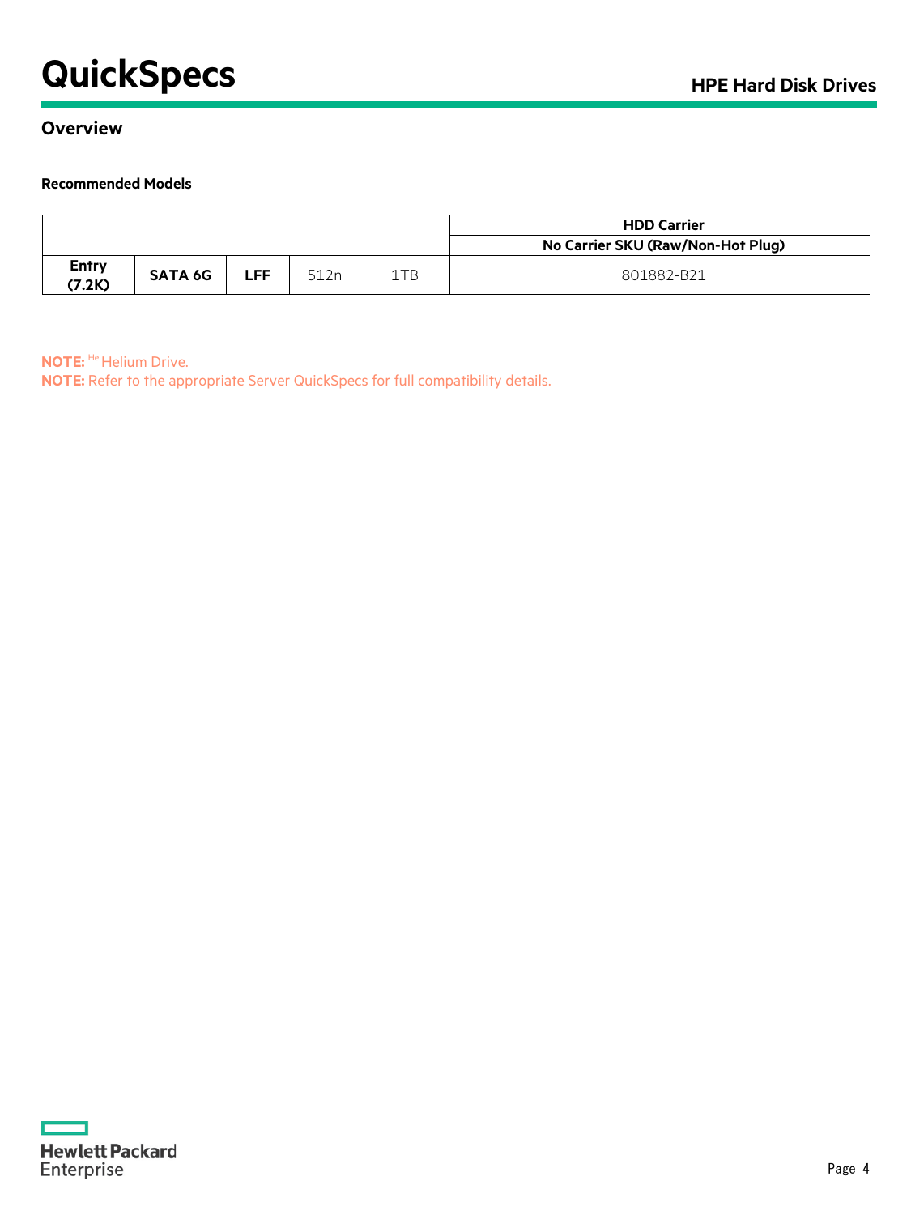## Overview

**Recommended Models**

| | | | | | HDD Carrier |
|---|---|---|---|---|---|
| | | | | | No Carrier SKU (Raw/Non-Hot Plug) |
| **Entry (7.2K)** | **SATA 6G** | **LFF** | 512n | 1TB | 801882-B21 |

**NOTE:** [He] Helium Drive.
**NOTE:** Refer to the appropriate Server QuickSpecs for full compatibility details.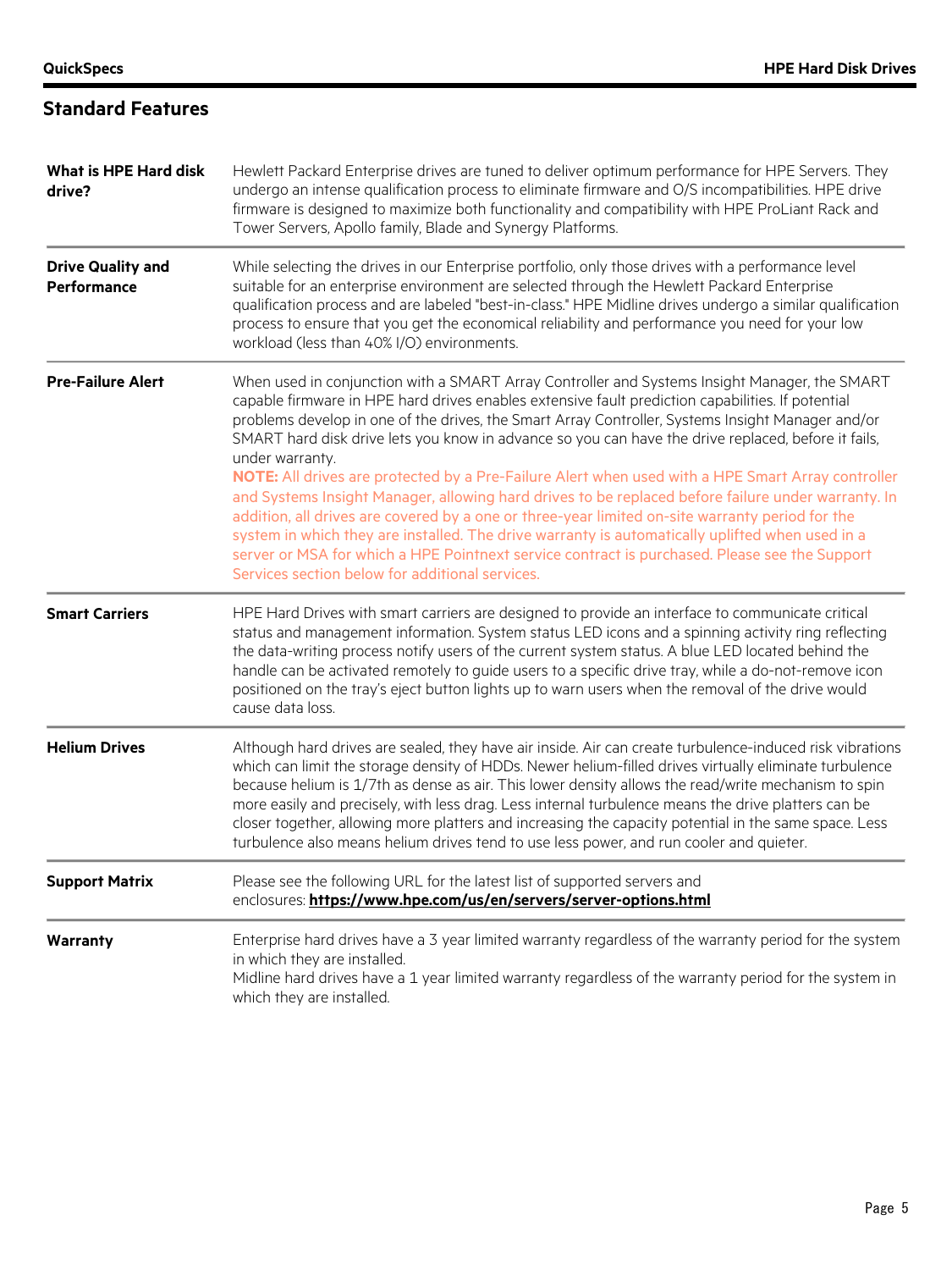## Standard Features

| | |
|---|---|
| **What is HPE Hard disk drive?** | Hewlett Packard Enterprise drives are tuned to deliver optimum performance for HPE Servers. They undergo an intense qualification process to eliminate firmware and O/S incompatibilities. HPE drive firmware is designed to maximize both functionality and compatibility with HPE ProLiant Rack and Tower Servers, Apollo family, Blade and Synergy Platforms. |
| **Drive Quality and Performance** | While selecting the drives in our Enterprise portfolio, only those drives with a performance level suitable for an enterprise environment are selected through the Hewlett Packard Enterprise qualification process and are labeled "best-in-class." HPE Midline drives undergo a similar qualification process to ensure that you get the economical reliability and performance you need for your low workload (less than 40% I/O) environments. |
| **Pre-Failure Alert** | When used in conjunction with a SMART Array Controller and Systems Insight Manager, the SMART capable firmware in HPE hard drives enables extensive fault prediction capabilities. If potential problems develop in one of the drives, the Smart Array Controller, Systems Insight Manager and/or SMART hard disk drive lets you know in advance so you can have the drive replaced, before it fails, under warranty.<br>**NOTE:** All drives are protected by a Pre-Failure Alert when used with a HPE Smart Array controller and Systems Insight Manager, allowing hard drives to be replaced before failure under warranty. In addition, all drives are covered by a one or three-year limited on-site warranty period for the system in which they are installed. The drive warranty is automatically uplifted when used in a server or MSA for which a HPE Pointnext service contract is purchased. Please see the Support Services section below for additional services. |
| **Smart Carriers** | HPE Hard Drives with smart carriers are designed to provide an interface to communicate critical status and management information. System status LED icons and a spinning activity ring reflecting the data-writing process notify users of the current system status. A blue LED located behind the handle can be activated remotely to guide users to a specific drive tray, while a do-not-remove icon positioned on the tray's eject button lights up to warn users when the removal of the drive would cause data loss. |
| **Helium Drives** | Although hard drives are sealed, they have air inside. Air can create turbulence-induced risk vibrations which can limit the storage density of HDDs. Newer helium-filled drives virtually eliminate turbulence because helium is 1/7th as dense as air. This lower density allows the read/write mechanism to spin more easily and precisely, with less drag. Less internal turbulence means the drive platters can be closer together, allowing more platters and increasing the capacity potential in the same space. Less turbulence also means helium drives tend to use less power, and run cooler and quieter. |
| **Support Matrix** | Please see the following URL for the latest list of supported servers and enclosures: **https://www.hpe.com/us/en/servers/server-options.html** |
| **Warranty** | Enterprise hard drives have a 3 year limited warranty regardless of the warranty period for the system in which they are installed.<br>Midline hard drives have a 1 year limited warranty regardless of the warranty period for the system in which they are installed. |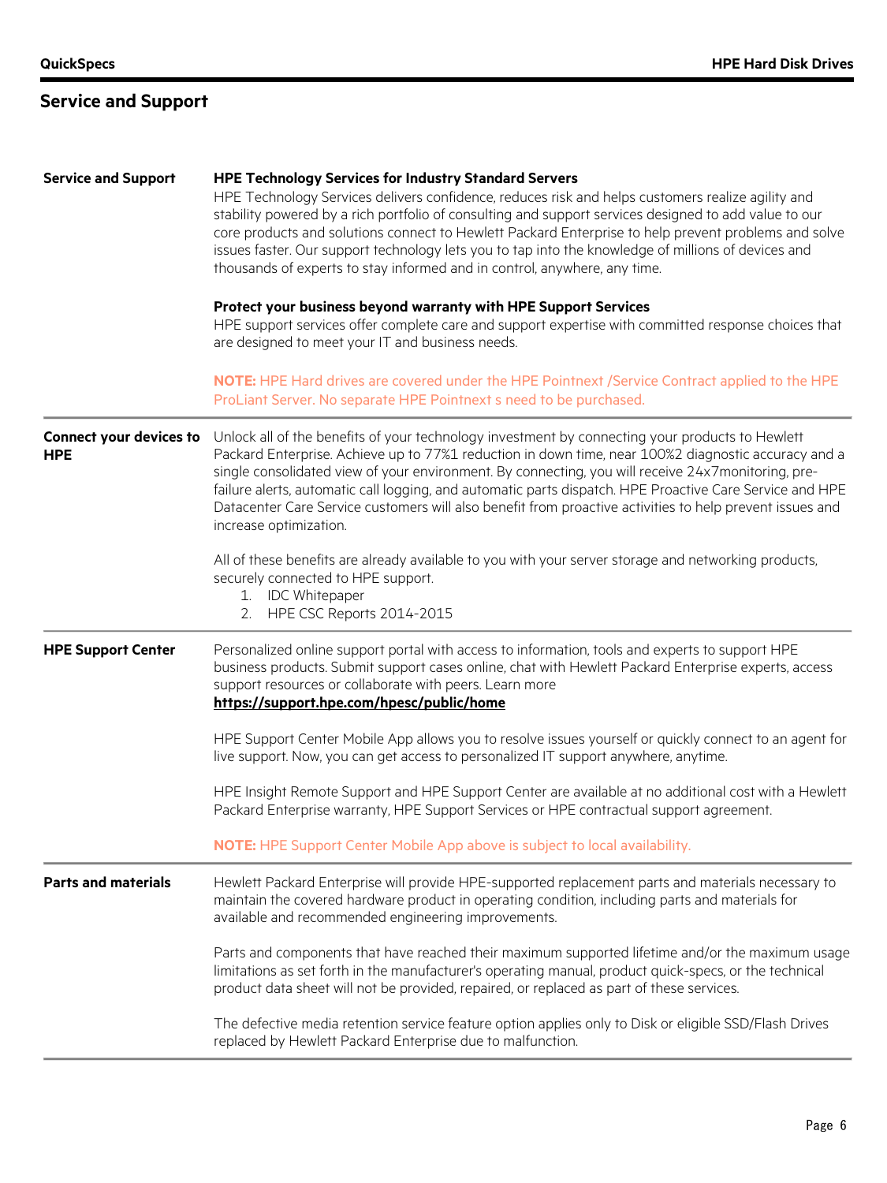## Service and Support

### Service and Support

**HPE Technology Services for Industry Standard Servers**

HPE Technology Services delivers confidence, reduces risk and helps customers realize agility and stability powered by a rich portfolio of consulting and support services designed to add value to our core products and solutions connect to Hewlett Packard Enterprise to help prevent problems and solve issues faster. Our support technology lets you to tap into the knowledge of millions of devices and thousands of experts to stay informed and in control, anywhere, any time.

**Protect your business beyond warranty with HPE Support Services**

HPE support services offer complete care and support expertise with committed response choices that are designed to meet your IT and business needs.

**NOTE:** HPE Hard drives are covered under the HPE Pointnext /Service Contract applied to the HPE ProLiant Server. No separate HPE Pointnext s need to be purchased.

### Connect your devices to HPE

Unlock all of the benefits of your technology investment by connecting your products to Hewlett Packard Enterprise. Achieve up to 77%1 reduction in down time, near 100%2 diagnostic accuracy and a single consolidated view of your environment. By connecting, you will receive 24x7monitoring, pre-failure alerts, automatic call logging, and automatic parts dispatch. HPE Proactive Care Service and HPE Datacenter Care Service customers will also benefit from proactive activities to help prevent issues and increase optimization.

All of these benefits are already available to you with your server storage and networking products, securely connected to HPE support.

1. IDC Whitepaper
2. HPE CSC Reports 2014-2015

### HPE Support Center

Personalized online support portal with access to information, tools and experts to support HPE business products. Submit support cases online, chat with Hewlett Packard Enterprise experts, access support resources or collaborate with peers. Learn more
**https://support.hpe.com/hpesc/public/home**

HPE Support Center Mobile App allows you to resolve issues yourself or quickly connect to an agent for live support. Now, you can get access to personalized IT support anywhere, anytime.

HPE Insight Remote Support and HPE Support Center are available at no additional cost with a Hewlett Packard Enterprise warranty, HPE Support Services or HPE contractual support agreement.

**NOTE:** HPE Support Center Mobile App above is subject to local availability.

### Parts and materials

Hewlett Packard Enterprise will provide HPE-supported replacement parts and materials necessary to maintain the covered hardware product in operating condition, including parts and materials for available and recommended engineering improvements.

Parts and components that have reached their maximum supported lifetime and/or the maximum usage limitations as set forth in the manufacturer's operating manual, product quick-specs, or the technical product data sheet will not be provided, repaired, or replaced as part of these services.

The defective media retention service feature option applies only to Disk or eligible SSD/Flash Drives replaced by Hewlett Packard Enterprise due to malfunction.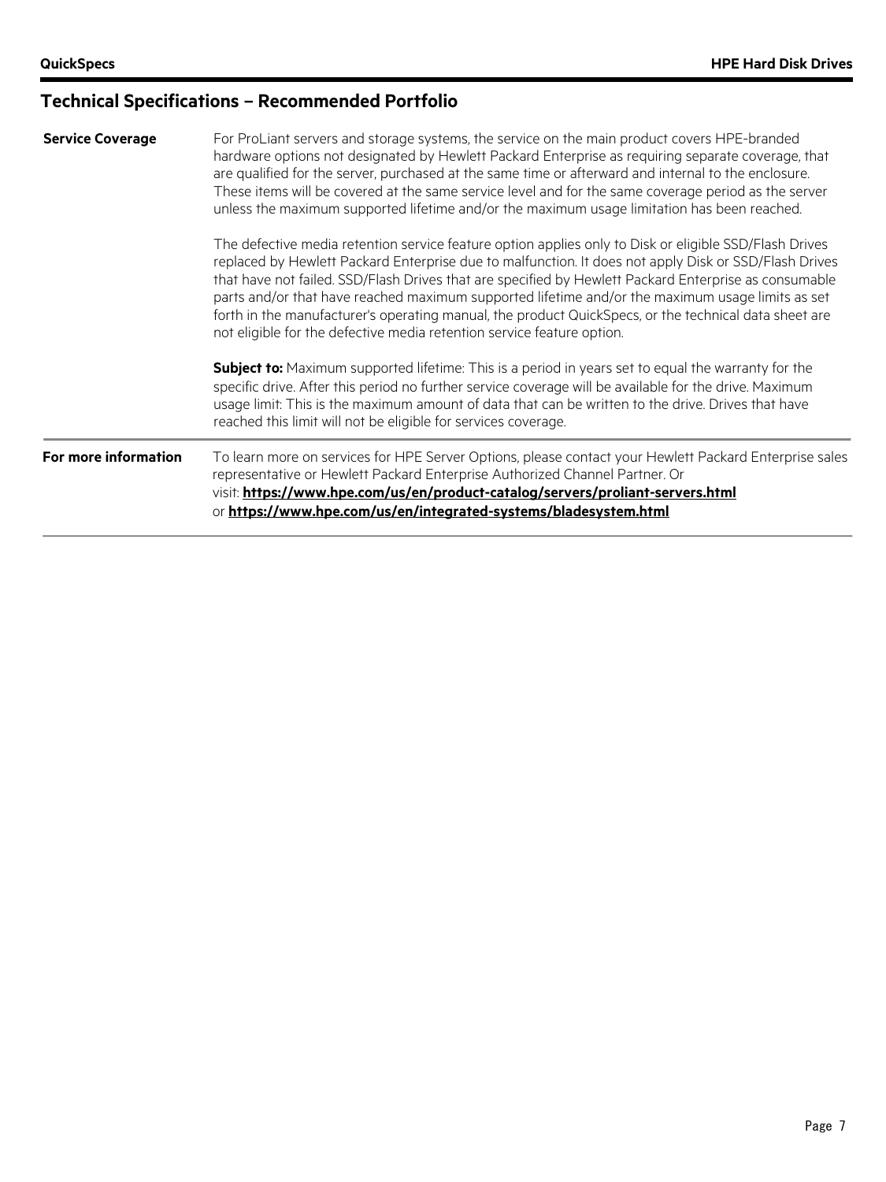## Technical Specifications – Recommended Portfolio

| | |
|---|---|
| **Service Coverage** | For ProLiant servers and storage systems, the service on the main product covers HPE-branded hardware options not designated by Hewlett Packard Enterprise as requiring separate coverage, that are qualified for the server, purchased at the same time or afterward and internal to the enclosure. These items will be covered at the same service level and for the same coverage period as the server unless the maximum supported lifetime and/or the maximum usage limitation has been reached.<br><br>The defective media retention service feature option applies only to Disk or eligible SSD/Flash Drives replaced by Hewlett Packard Enterprise due to malfunction. It does not apply Disk or SSD/Flash Drives that have not failed. SSD/Flash Drives that are specified by Hewlett Packard Enterprise as consumable parts and/or that have reached maximum supported lifetime and/or the maximum usage limits as set forth in the manufacturer's operating manual, the product QuickSpecs, or the technical data sheet are not eligible for the defective media retention service feature option.<br><br>**Subject to:** Maximum supported lifetime: This is a period in years set to equal the warranty for the specific drive. After this period no further service coverage will be available for the drive. Maximum usage limit: This is the maximum amount of data that can be written to the drive. Drives that have reached this limit will not be eligible for services coverage. |
| **For more information** | To learn more on services for HPE Server Options, please contact your Hewlett Packard Enterprise sales representative or Hewlett Packard Enterprise Authorized Channel Partner. Or visit: **https://www.hpe.com/us/en/product-catalog/servers/proliant-servers.html** or **https://www.hpe.com/us/en/integrated-systems/bladesystem.html** |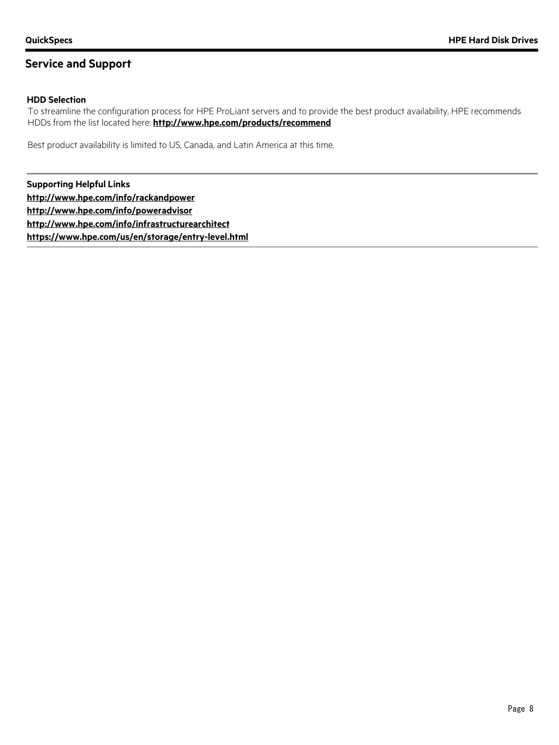## Service and Support

**HDD Selection**

To streamline the configuration process for HPE ProLiant servers and to provide the best product availability, HPE recommends HDDs from the list located here: **http://www.hpe.com/products/recommend**

Best product availability is limited to US, Canada, and Latin America at this time.

---

**Supporting Helpful Links**

**http://www.hpe.com/info/rackandpower**
**http://www.hpe.com/info/poweradvisor**
**http://www.hpe.com/info/infrastructurearchitect**
**https://www.hpe.com/us/en/storage/entry-level.html**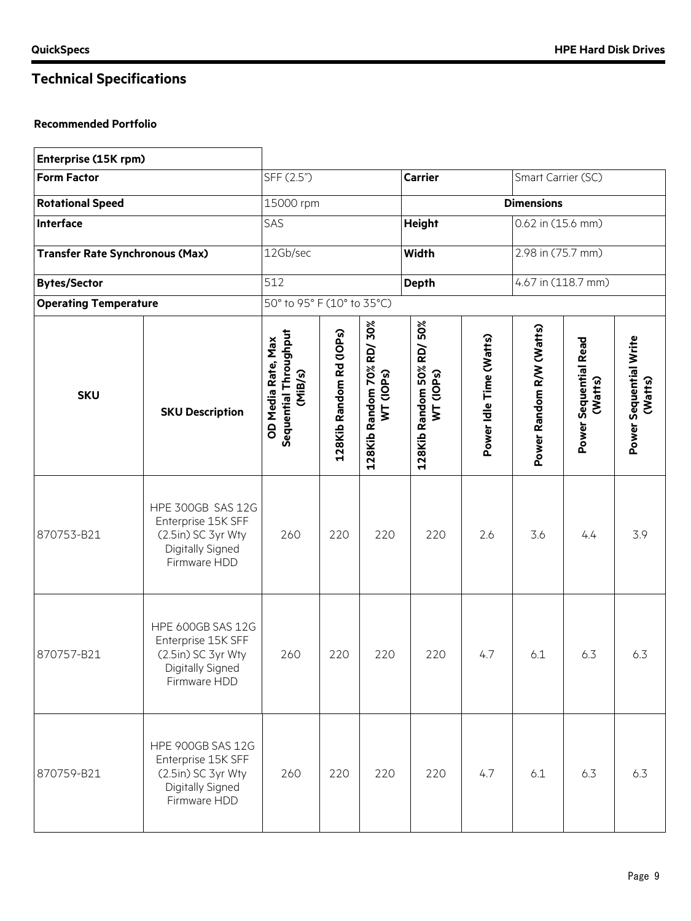## Technical Specifications

### Recommended Portfolio

| Enterprise (15K rpm) | | | | | | | | | |
|---|---|---|---|---|---|---|---|---|---|
| **Form Factor** | | SFF (2.5") | | | **Carrier** | | Smart Carrier (SC) | | |
| **Rotational Speed** | | 15000 rpm | | | **Dimensions** | | | | |
| **Interface** | | SAS | | | **Height** | | 0.62 in (15.6 mm) | | |
| **Transfer Rate Synchronous (Max)** | | 12Gb/sec | | | **Width** | | 2.98 in (75.7 mm) | | |
| **Bytes/Sector** | | 512 | | | **Depth** | | 4.67 in (118.7 mm) | | |
| **Operating Temperature** | | 50° to 95° F (10° to 35°C) | | | | | | | |
| **SKU** | **SKU Description** | **OD Media Rate, Max Sequential Throughput (MiB/s)** | **128Kib Random Rd (IOPs)** | **128Kib Random 70% RD/ 30% WT (IOPs)** | **128Kib Random 50% RD/ 50% WT (IOPs)** | **Power Idle Time (Watts)** | **Power Random R/W (Watts)** | **Power Sequential Read (Watts)** | **Power Sequential Write (Watts)** |
| 870753-B21 | HPE 300GB SAS 12G Enterprise 15K SFF (2.5in) SC 3yr Wty Digitally Signed Firmware HDD | 260 | 220 | 220 | 220 | 2.6 | 3.6 | 4.4 | 3.9 |
| 870757-B21 | HPE 600GB SAS 12G Enterprise 15K SFF (2.5in) SC 3yr Wty Digitally Signed Firmware HDD | 260 | 220 | 220 | 220 | 4.7 | 6.1 | 6.3 | 6.3 |
| 870759-B21 | HPE 900GB SAS 12G Enterprise 15K SFF (2.5in) SC 3yr Wty Digitally Signed Firmware HDD | 260 | 220 | 220 | 220 | 4.7 | 6.1 | 6.3 | 6.3 |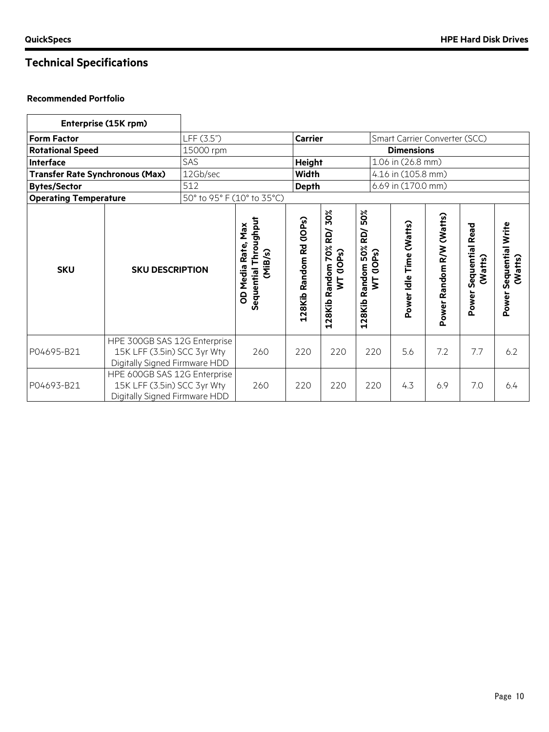## Technical Specifications

**Recommended Portfolio**

| Enterprise (15K rpm) | | | | | |
|---|---|---|---|---|---|
| **Form Factor** | LFF (3.5") | **Carrier** | Smart Carrier Converter (SCC) | | |
| **Rotational Speed** | 15000 rpm | **Dimensions** | | | |
| **Interface** | SAS | **Height** | 1.06 in (26.8 mm) | | |
| **Transfer Rate Synchronous (Max)** | 12Gb/sec | **Width** | 4.16 in (105.8 mm) | | |
| **Bytes/Sector** | 512 | **Depth** | 6.69 in (170.0 mm) | | |
| **Operating Temperature** | 50° to 95° F (10° to 35°C) | | | | |

| SKU | SKU DESCRIPTION | OD Media Rate, Max Sequential Throughput (MiB/s) | 128Kib Random Rd (IOPs) | 128Kib Random 70% RD/ 30% WT (IOPs) | 128Kib Random 50% RD/ 50% WT (IOPs) | Power Idle Time (Watts) | Power Random R/W (Watts) | Power Sequential Read (Watts) | Power Sequential Write (Watts) |
|---|---|---|---|---|---|---|---|---|---|
| P04695-B21 | HPE 300GB SAS 12G Enterprise 15K LFF (3.5in) SCC 3yr Wty Digitally Signed Firmware HDD | 260 | 220 | 220 | 220 | 5.6 | 7.2 | 7.7 | 6.2 |
| P04693-B21 | HPE 600GB SAS 12G Enterprise 15K LFF (3.5in) SCC 3yr Wty Digitally Signed Firmware HDD | 260 | 220 | 220 | 220 | 4.3 | 6.9 | 7.0 | 6.4 |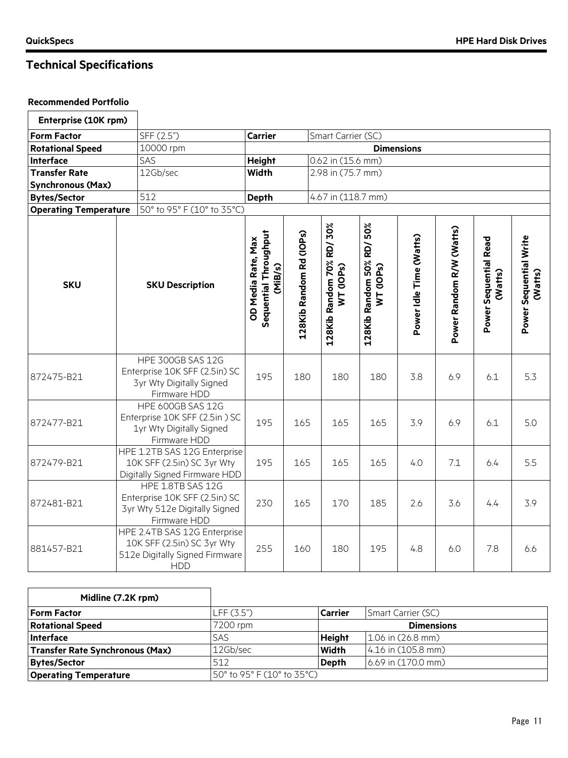## Technical Specifications

### Recommended Portfolio

| Enterprise (10K rpm) | | | | | |
|---|---|---|---|---|---|
| **Form Factor** | SFF (2.5") | **Carrier** | Smart Carrier (SC) | | |
| **Rotational Speed** | 10000 rpm | **Dimensions** | | | |
| **Interface** | SAS | **Height** | 0.62 in (15.6 mm) | | |
| **Transfer Rate Synchronous (Max)** | 12Gb/sec | **Width** | 2.98 in (75.7 mm) | | |
| **Bytes/Sector** | 512 | **Depth** | 4.67 in (118.7 mm) | | |
| **Operating Temperature** | 50° to 95° F (10° to 35°C) | | | | |

| SKU | SKU Description | OD Media Rate, Max Sequential Throughput (MiB/s) | 128Kib Random Rd (IOPs) | 128Kib Random 70% RD/ 30% WT (IOPs) | 128Kib Random 50% RD/ 50% WT (IOPs) | Power Idle Time (Watts) | Power Random R/W (Watts) | Power Sequential Read (Watts) | Power Sequential Write (Watts) |
|---|---|---|---|---|---|---|---|---|---|
| 872475-B21 | HPE 300GB SAS 12G Enterprise 10K SFF (2.5in) SC 3yr Wty Digitally Signed Firmware HDD | 195 | 180 | 180 | 180 | 3.8 | 6.9 | 6.1 | 5.3 |
| 872477-B21 | HPE 600GB SAS 12G Enterprise 10K SFF (2.5in ) SC 1yr Wty Digitally Signed Firmware HDD | 195 | 165 | 165 | 165 | 3.9 | 6.9 | 6.1 | 5.0 |
| 872479-B21 | HPE 1.2TB SAS 12G Enterprise 10K SFF (2.5in) SC 3yr Wty Digitally Signed Firmware HDD | 195 | 165 | 165 | 165 | 4.0 | 7.1 | 6.4 | 5.5 |
| 872481-B21 | HPE 1.8TB SAS 12G Enterprise 10K SFF (2.5in) SC 3yr Wty 512e Digitally Signed Firmware HDD | 230 | 165 | 170 | 185 | 2.6 | 3.6 | 4.4 | 3.9 |
| 881457-B21 | HPE 2.4TB SAS 12G Enterprise 10K SFF (2.5in) SC 3yr Wty 512e Digitally Signed Firmware HDD | 255 | 160 | 180 | 195 | 4.8 | 6.0 | 7.8 | 6.6 |

| Midline (7.2K rpm) | | | |
|---|---|---|---|
| **Form Factor** | LFF (3.5") | **Carrier** | Smart Carrier (SC) |
| **Rotational Speed** | 7200 rpm | **Dimensions** | |
| **Interface** | SAS | **Height** | 1.06 in (26.8 mm) |
| **Transfer Rate Synchronous (Max)** | 12Gb/sec | **Width** | 4.16 in (105.8 mm) |
| **Bytes/Sector** | 512 | **Depth** | 6.69 in (170.0 mm) |
| **Operating Temperature** | 50° to 95° F (10° to 35°C) | | |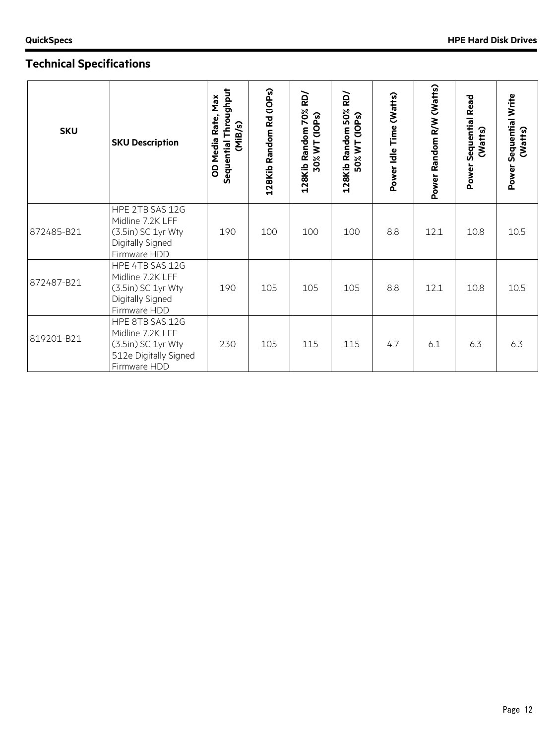## Technical Specifications

| SKU | SKU Description | OD Media Rate, Max Sequential Throughput (MiB/s) | 128Kib Random Rd (IOPs) | 128Kib Random 70% RD/ 30% WT (IOPs) | 128Kib Random 50% RD/ 50% WT (IOPs) | Power Idle Time (Watts) | Power Random R/W (Watts) | Power Sequential Read (Watts) | Power Sequential Write (Watts) |
|---|---|---|---|---|---|---|---|---|---|
| 872485-B21 | HPE 2TB SAS 12G Midline 7.2K LFF (3.5in) SC 1yr Wty Digitally Signed Firmware HDD | 190 | 100 | 100 | 100 | 8.8 | 12.1 | 10.8 | 10.5 |
| 872487-B21 | HPE 4TB SAS 12G Midline 7.2K LFF (3.5in) SC 1yr Wty Digitally Signed Firmware HDD | 190 | 105 | 105 | 105 | 8.8 | 12.1 | 10.8 | 10.5 |
| 819201-B21 | HPE 8TB SAS 12G Midline 7.2K LFF (3.5in) SC 1yr Wty 512e Digitally Signed Firmware HDD | 230 | 105 | 115 | 115 | 4.7 | 6.1 | 6.3 | 6.3 |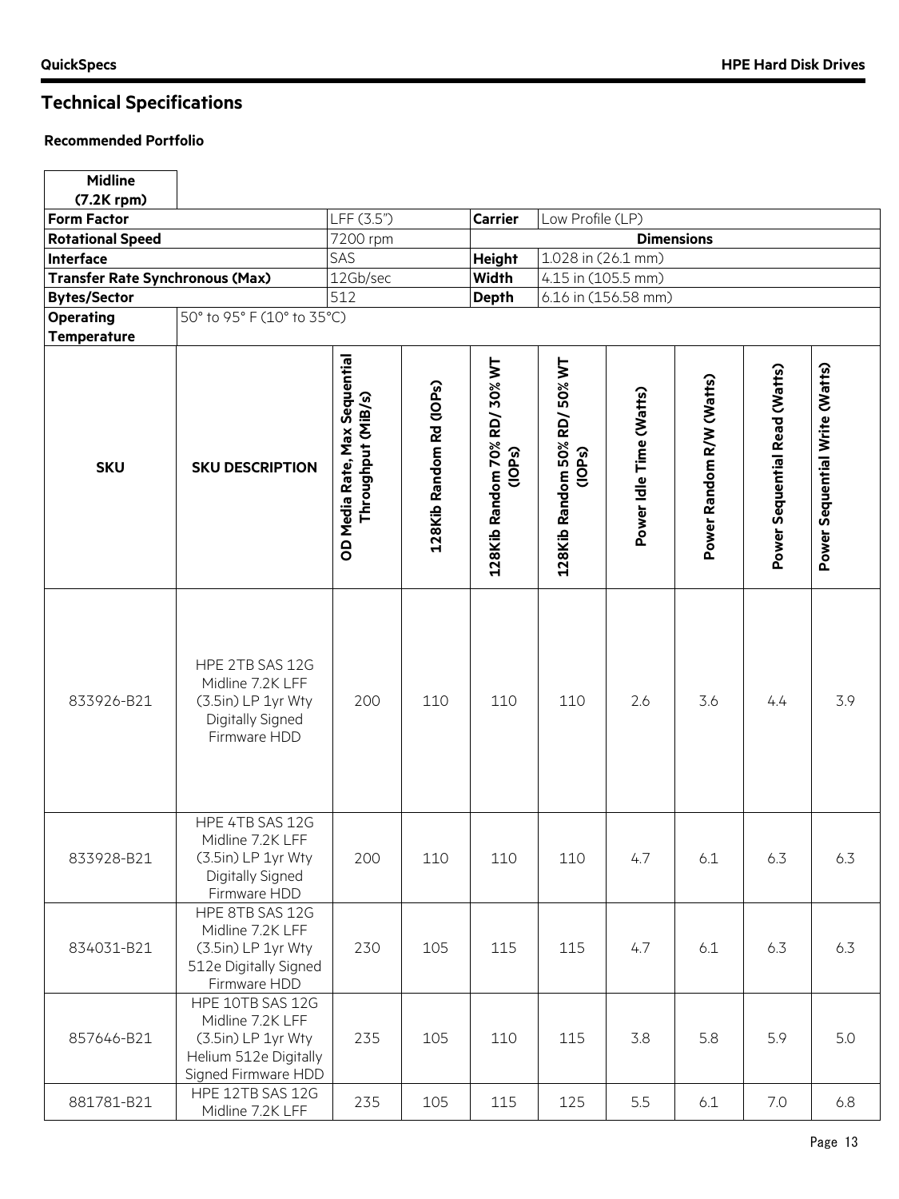## Technical Specifications

### Recommended Portfolio

| Midline (7.2K rpm) | | | | | | | | | |
|---|---|---|---|---|---|---|---|---|---|
| **Form Factor** | | LFF (3.5") | | **Carrier** | Low Profile (LP) | | | | |
| **Rotational Speed** | | 7200 rpm | | **Dimensions** | | | | | |
| **Interface** | | SAS | | **Height** | 1.028 in (26.1 mm) | | | | |
| **Transfer Rate Synchronous (Max)** | | 12Gb/sec | | **Width** | 4.15 in (105.5 mm) | | | | |
| **Bytes/Sector** | | 512 | | **Depth** | 6.16 in (156.58 mm) | | | | |
| **Operating Temperature** | 50° to 95° F (10° to 35°C) | | | | | | | | |
| **SKU** | **SKU DESCRIPTION** | **OD Media Rate, Max Sequential Throughput (MiB/s)** | **128Kib Random Rd (IOPs)** | **128Kib Random 70% RD/ 30% WT (IOPs)** | **128Kib Random 50% RD/ 50% WT (IOPs)** | **Power Idle Time (Watts)** | **Power Random R/W (Watts)** | **Power Sequential Read (Watts)** | **Power Sequential Write (Watts)** |
| 833926-B21 | HPE 2TB SAS 12G Midline 7.2K LFF (3.5in) LP 1yr Wty Digitally Signed Firmware HDD | 200 | 110 | 110 | 110 | 2.6 | 3.6 | 4.4 | 3.9 |
| 833928-B21 | HPE 4TB SAS 12G Midline 7.2K LFF (3.5in) LP 1yr Wty Digitally Signed Firmware HDD | 200 | 110 | 110 | 110 | 4.7 | 6.1 | 6.3 | 6.3 |
| 834031-B21 | HPE 8TB SAS 12G Midline 7.2K LFF (3.5in) LP 1yr Wty 512e Digitally Signed Firmware HDD | 230 | 105 | 115 | 115 | 4.7 | 6.1 | 6.3 | 6.3 |
| 857646-B21 | HPE 10TB SAS 12G Midline 7.2K LFF (3.5in) LP 1yr Wty Helium 512e Digitally Signed Firmware HDD | 235 | 105 | 110 | 115 | 3.8 | 5.8 | 5.9 | 5.0 |
| 881781-B21 | HPE 12TB SAS 12G Midline 7.2K LFF | 235 | 105 | 115 | 125 | 5.5 | 6.1 | 7.0 | 6.8 |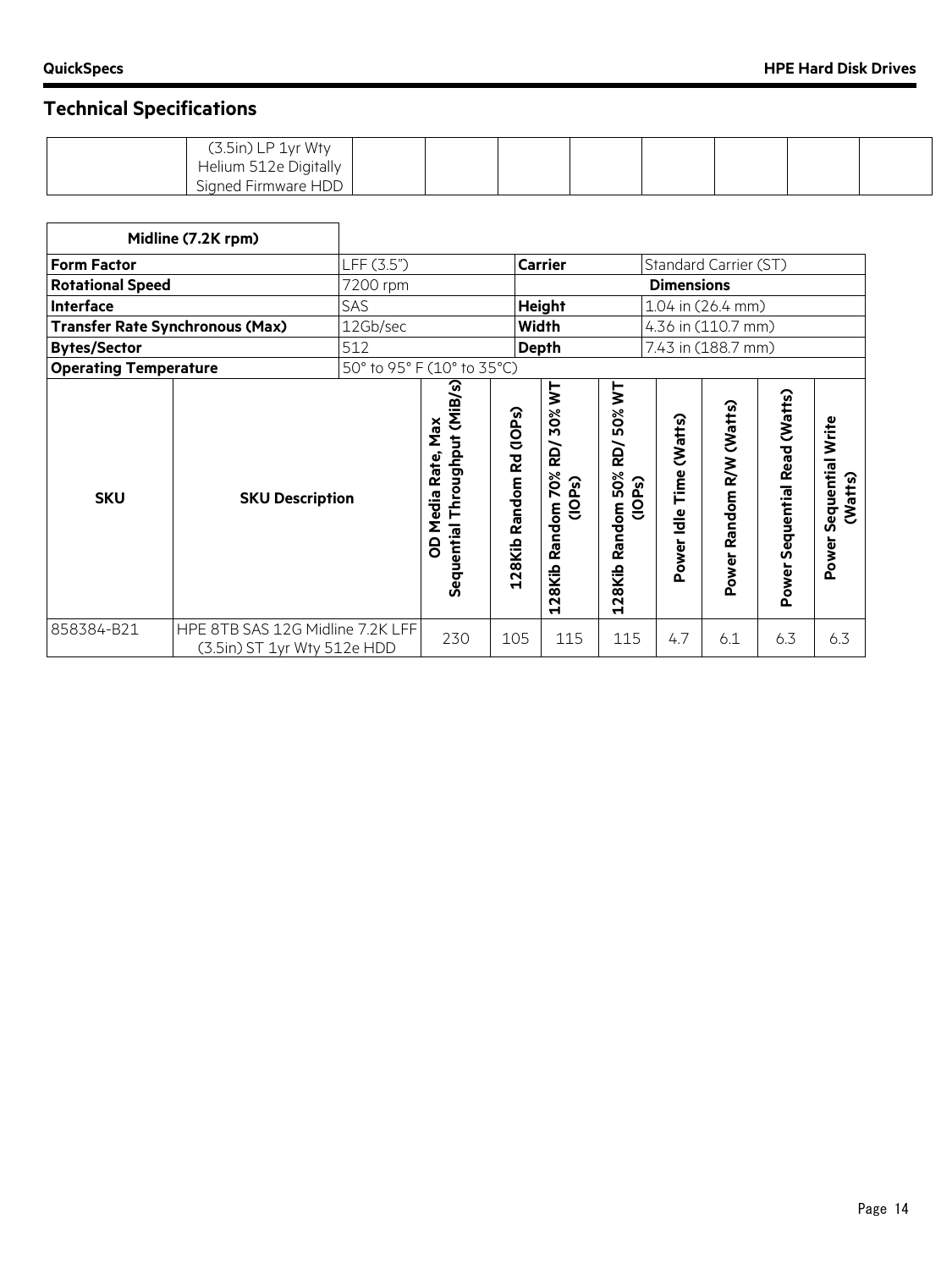## Technical Specifications

| | | | | | | | | | |
|---|---|---|---|---|---|---|---|---|---|
| | (3.5in) LP 1yr Wty Helium 512e Digitally Signed Firmware HDD | | | | | | | | |

| Midline (7.2K rpm) | | | |
|---|---|---|---|
| **Form Factor** | LFF (3.5") | **Carrier** | Standard Carrier (ST) |
| **Rotational Speed** | 7200 rpm | **Dimensions** | |
| **Interface** | SAS | **Height** | 1.04 in (26.4 mm) |
| **Transfer Rate Synchronous (Max)** | 12Gb/sec | **Width** | 4.36 in (110.7 mm) |
| **Bytes/Sector** | 512 | **Depth** | 7.43 in (188.7 mm) |
| **Operating Temperature** | 50° to 95° F (10° to 35°C) | | |

| SKU | SKU Description | OD Media Rate, Max Sequential Throughput (MiB/s) | 128Kib Random Rd (IOPs) | 128Kib Random 70% RD/ 30% WT (IOPs) | 128Kib Random 50% RD/ 50% WT (IOPs) | Power Idle Time (Watts) | Power Random R/W (Watts) | Power Sequential Read (Watts) | Power Sequential Write (Watts) |
|---|---|---|---|---|---|---|---|---|---|
| 858384-B21 | HPE 8TB SAS 12G Midline 7.2K LFF (3.5in) ST 1yr Wty 512e HDD | 230 | 105 | 115 | 115 | 4.7 | 6.1 | 6.3 | 6.3 |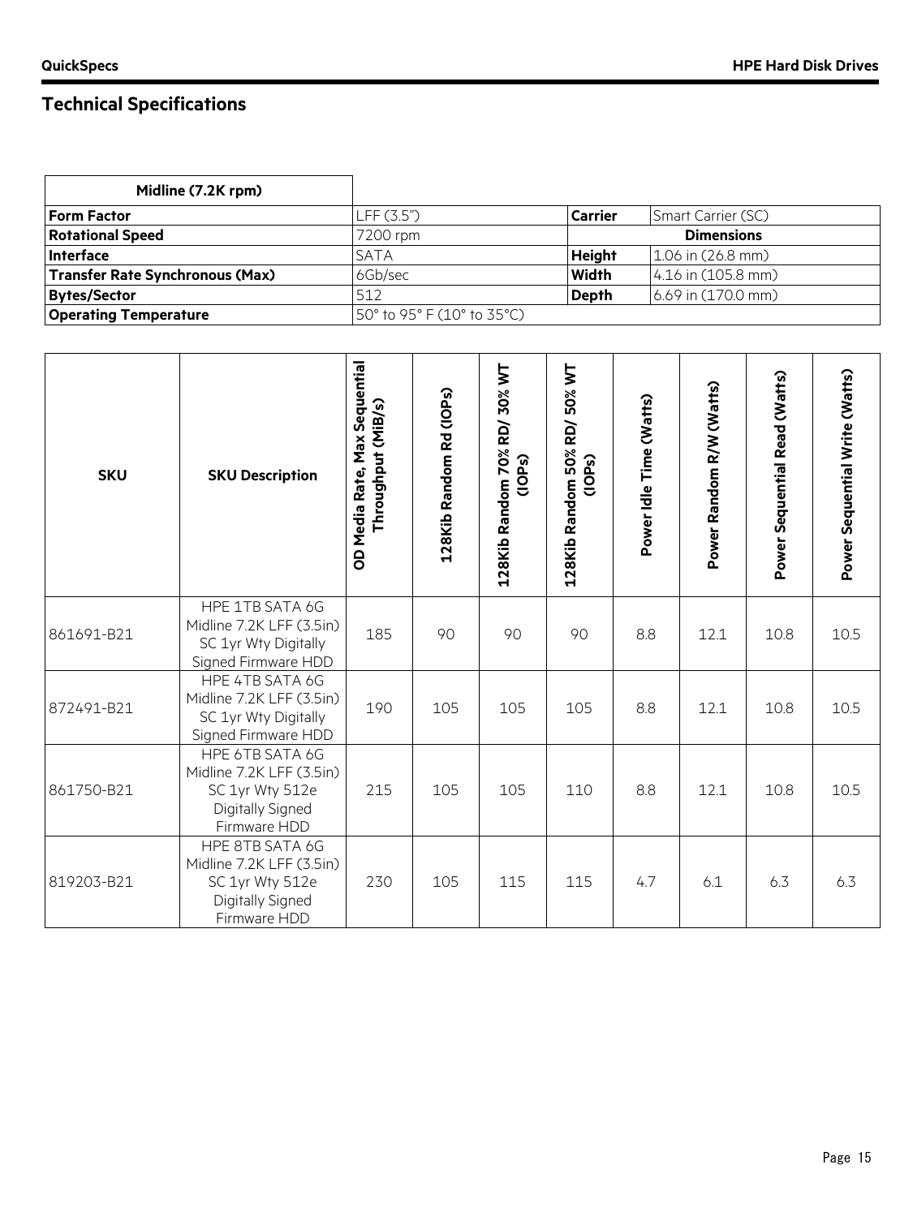## Technical Specifications

| Midline (7.2K rpm) | | | |
|---|---|---|---|
| **Form Factor** | LFF (3.5") | **Carrier** | Smart Carrier (SC) |
| **Rotational Speed** | 7200 rpm | **Dimensions** | |
| **Interface** | SATA | **Height** | 1.06 in (26.8 mm) |
| **Transfer Rate Synchronous (Max)** | 6Gb/sec | **Width** | 4.16 in (105.8 mm) |
| **Bytes/Sector** | 512 | **Depth** | 6.69 in (170.0 mm) |
| **Operating Temperature** | 50° to 95° F (10° to 35°C) | | |

| SKU | SKU Description | OD Media Rate, Max Sequential Throughput (MiB/s) | 128Kib Random Rd (IOPs) | 128Kib Random 70% RD/ 30% WT (IOPs) | 128Kib Random 50% RD/ 50% WT (IOPs) | Power Idle Time (Watts) | Power Random R/W (Watts) | Power Sequential Read (Watts) | Power Sequential Write (Watts) |
|---|---|---|---|---|---|---|---|---|---|
| 861691-B21 | HPE 1TB SATA 6G Midline 7.2K LFF (3.5in) SC 1yr Wty Digitally Signed Firmware HDD | 185 | 90 | 90 | 90 | 8.8 | 12.1 | 10.8 | 10.5 |
| 872491-B21 | HPE 4TB SATA 6G Midline 7.2K LFF (3.5in) SC 1yr Wty Digitally Signed Firmware HDD | 190 | 105 | 105 | 105 | 8.8 | 12.1 | 10.8 | 10.5 |
| 861750-B21 | HPE 6TB SATA 6G Midline 7.2K LFF (3.5in) SC 1yr Wty 512e Digitally Signed Firmware HDD | 215 | 105 | 105 | 110 | 8.8 | 12.1 | 10.8 | 10.5 |
| 819203-B21 | HPE 8TB SATA 6G Midline 7.2K LFF (3.5in) SC 1yr Wty 512e Digitally Signed Firmware HDD | 230 | 105 | 115 | 115 | 4.7 | 6.1 | 6.3 | 6.3 |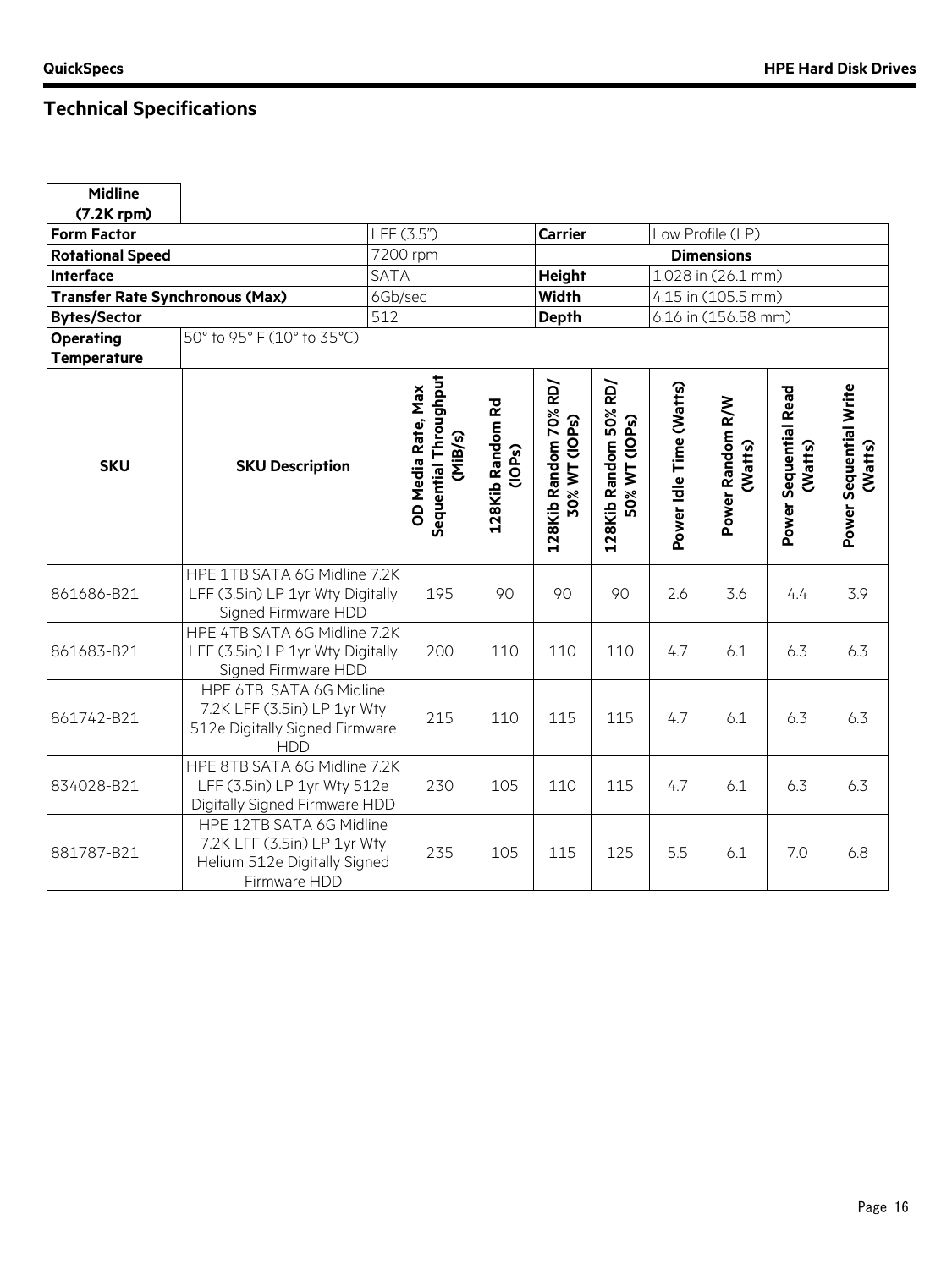## Technical Specifications

| Midline (7.2K rpm) | | | | | | | | | |
|---|---|---|---|---|---|---|---|---|---|
| **Form Factor** | | LFF (3.5") | | **Carrier** | Low Profile (LP) | | | | |
| **Rotational Speed** | | 7200 rpm | | **Dimensions** | | | | | |
| **Interface** | | SATA | | **Height** | 1.028 in (26.1 mm) | | | | |
| **Transfer Rate Synchronous (Max)** | | 6Gb/sec | | **Width** | 4.15 in (105.5 mm) | | | | |
| **Bytes/Sector** | | 512 | | **Depth** | 6.16 in (156.58 mm) | | | | |
| **Operating Temperature** | 50° to 95° F (10° to 35°C) | | | | | | | | |
| **SKU** | **SKU Description** | **OD Media Rate, Max Sequential Throughput (MiB/s)** | **128Kib Random Rd (IOPs)** | **128Kib Random 70% RD/ 30% WT (IOPs)** | **128Kib Random 50% RD/ 50% WT (IOPs)** | **Power Idle Time (Watts)** | **Power Random R/W (Watts)** | **Power Sequential Read (Watts)** | **Power Sequential Write (Watts)** |
| 861686-B21 | HPE 1TB SATA 6G Midline 7.2K LFF (3.5in) LP 1yr Wty Digitally Signed Firmware HDD | 195 | 90 | 90 | 90 | 2.6 | 3.6 | 4.4 | 3.9 |
| 861683-B21 | HPE 4TB SATA 6G Midline 7.2K LFF (3.5in) LP 1yr Wty Digitally Signed Firmware HDD | 200 | 110 | 110 | 110 | 4.7 | 6.1 | 6.3 | 6.3 |
| 861742-B21 | HPE 6TB SATA 6G Midline 7.2K LFF (3.5in) LP 1yr Wty 512e Digitally Signed Firmware HDD | 215 | 110 | 115 | 115 | 4.7 | 6.1 | 6.3 | 6.3 |
| 834028-B21 | HPE 8TB SATA 6G Midline 7.2K LFF (3.5in) LP 1yr Wty 512e Digitally Signed Firmware HDD | 230 | 105 | 110 | 115 | 4.7 | 6.1 | 6.3 | 6.3 |
| 881787-B21 | HPE 12TB SATA 6G Midline 7.2K LFF (3.5in) LP 1yr Wty Helium 512e Digitally Signed Firmware HDD | 235 | 105 | 115 | 125 | 5.5 | 6.1 | 7.0 | 6.8 |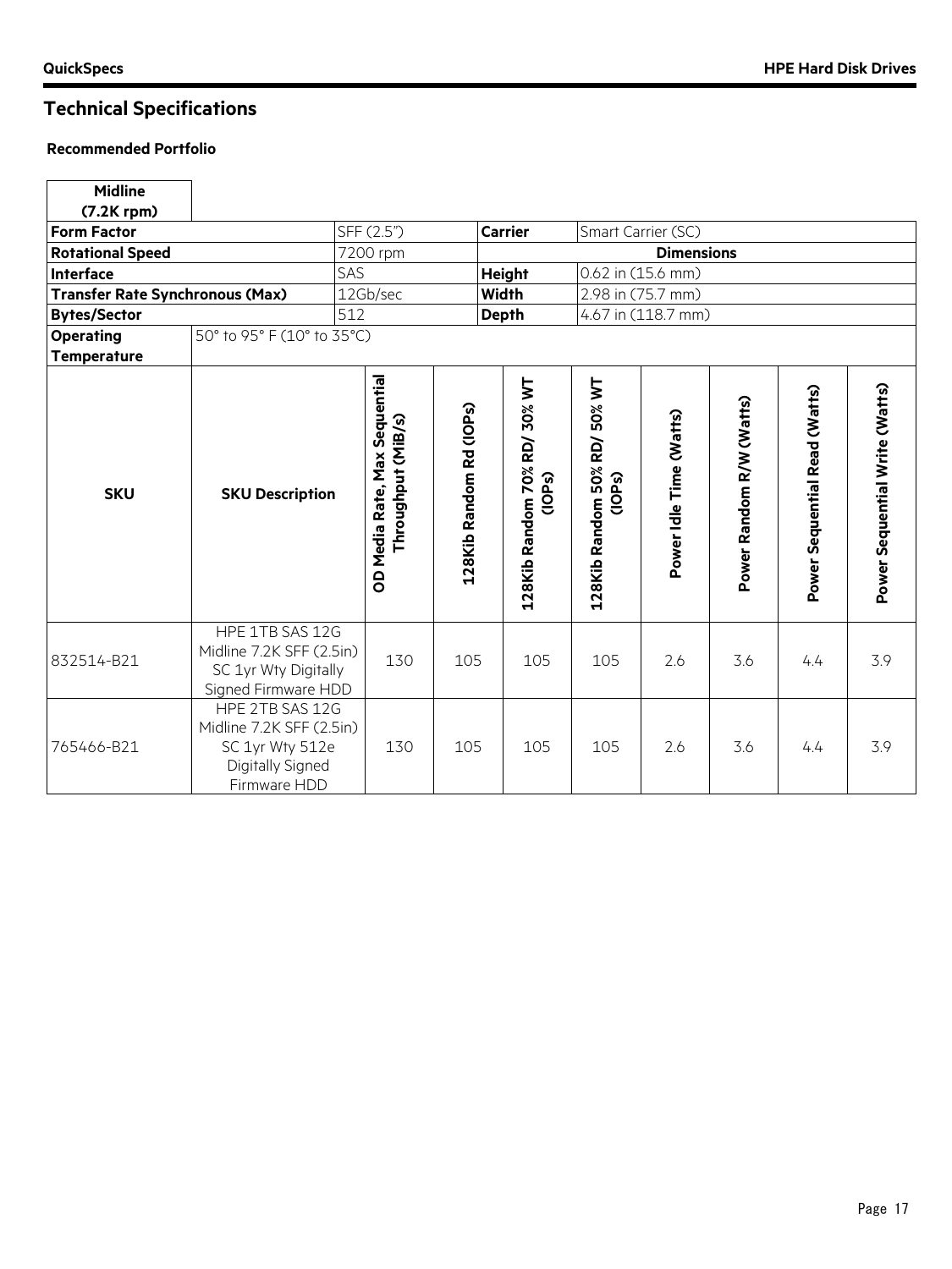## Technical Specifications

### Recommended Portfolio

| Midline (7.2K rpm) | | | |
|---|---|---|---|
| **Form Factor** | SFF (2.5") | **Carrier** | Smart Carrier (SC) |
| **Rotational Speed** | 7200 rpm | **Dimensions** | |
| **Interface** | SAS | **Height** | 0.62 in (15.6 mm) |
| **Transfer Rate Synchronous (Max)** | 12Gb/sec | **Width** | 2.98 in (75.7 mm) |
| **Bytes/Sector** | 512 | **Depth** | 4.67 in (118.7 mm) |
| **Operating Temperature** | 50° to 95° F (10° to 35°C) | | |

| SKU | SKU Description | OD Media Rate, Max Sequential Throughput (MiB/s) | 128Kib Random Rd (IOPs) | 128Kib Random 70% RD/ 30% WT (IOPs) | 128Kib Random 50% RD/ 50% WT (IOPs) | Power Idle Time (Watts) | Power Random R/W (Watts) | Power Sequential Read (Watts) | Power Sequential Write (Watts) |
|---|---|---|---|---|---|---|---|---|---|
| 832514-B21 | HPE 1TB SAS 12G Midline 7.2K SFF (2.5in) SC 1yr Wty Digitally Signed Firmware HDD | 130 | 105 | 105 | 105 | 2.6 | 3.6 | 4.4 | 3.9 |
| 765466-B21 | HPE 2TB SAS 12G Midline 7.2K SFF (2.5in) SC 1yr Wty 512e Digitally Signed Firmware HDD | 130 | 105 | 105 | 105 | 2.6 | 3.6 | 4.4 | 3.9 |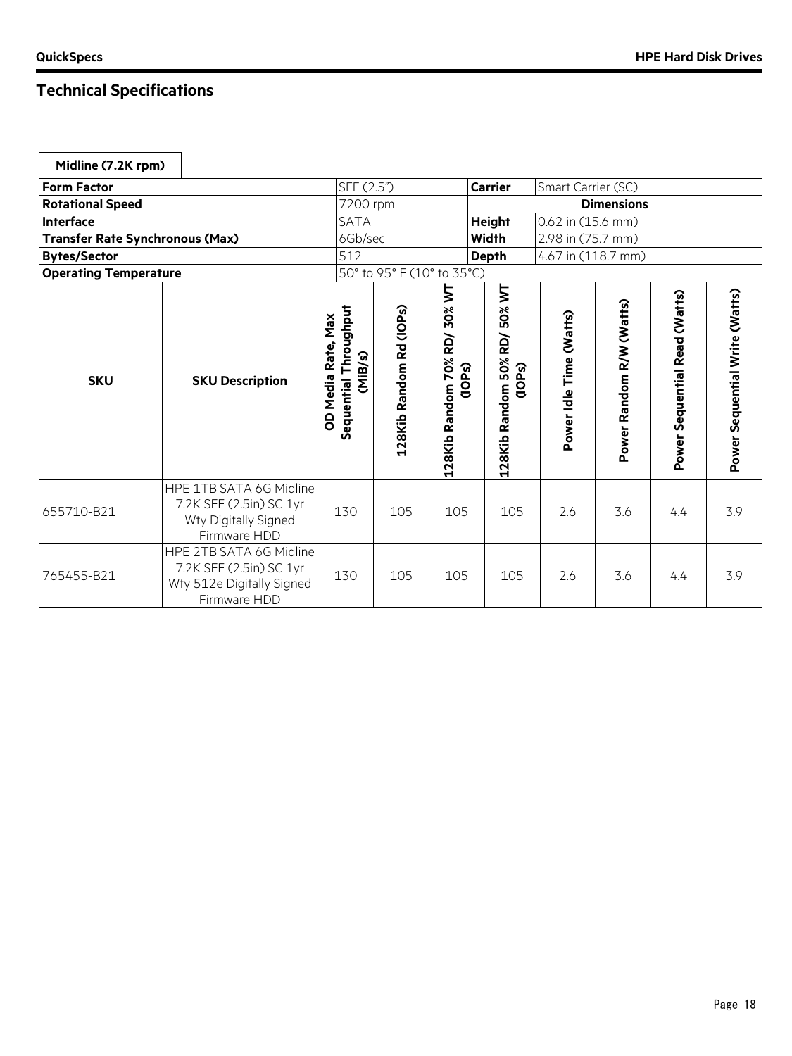## Technical Specifications

**Midline (7.2K rpm)**

| | | | |
|---|---|---|---|
| **Form Factor** | SFF (2.5") | **Carrier** | Smart Carrier (SC) |
| **Rotational Speed** | 7200 rpm | **Dimensions** | |
| **Interface** | SATA | **Height** | 0.62 in (15.6 mm) |
| **Transfer Rate Synchronous (Max)** | 6Gb/sec | **Width** | 2.98 in (75.7 mm) |
| **Bytes/Sector** | 512 | **Depth** | 4.67 in (118.7 mm) |
| **Operating Temperature** | 50° to 95° F (10° to 35°C) | | |

| SKU | SKU Description | OD Media Rate, Max Sequential Throughput (MiB/s) | 128Kib Random Rd (IOPs) | 128Kib Random 70% RD/ 30% WT (IOPs) | 128Kib Random 50% RD/ 50% WT (IOPs) | Power Idle Time (Watts) | Power Random R/W (Watts) | Power Sequential Read (Watts) | Power Sequential Write (Watts) |
|---|---|---|---|---|---|---|---|---|---|
| 655710-B21 | HPE 1TB SATA 6G Midline 7.2K SFF (2.5in) SC 1yr Wty Digitally Signed Firmware HDD | 130 | 105 | 105 | 105 | 2.6 | 3.6 | 4.4 | 3.9 |
| 765455-B21 | HPE 2TB SATA 6G Midline 7.2K SFF (2.5in) SC 1yr Wty 512e Digitally Signed Firmware HDD | 130 | 105 | 105 | 105 | 2.6 | 3.6 | 4.4 | 3.9 |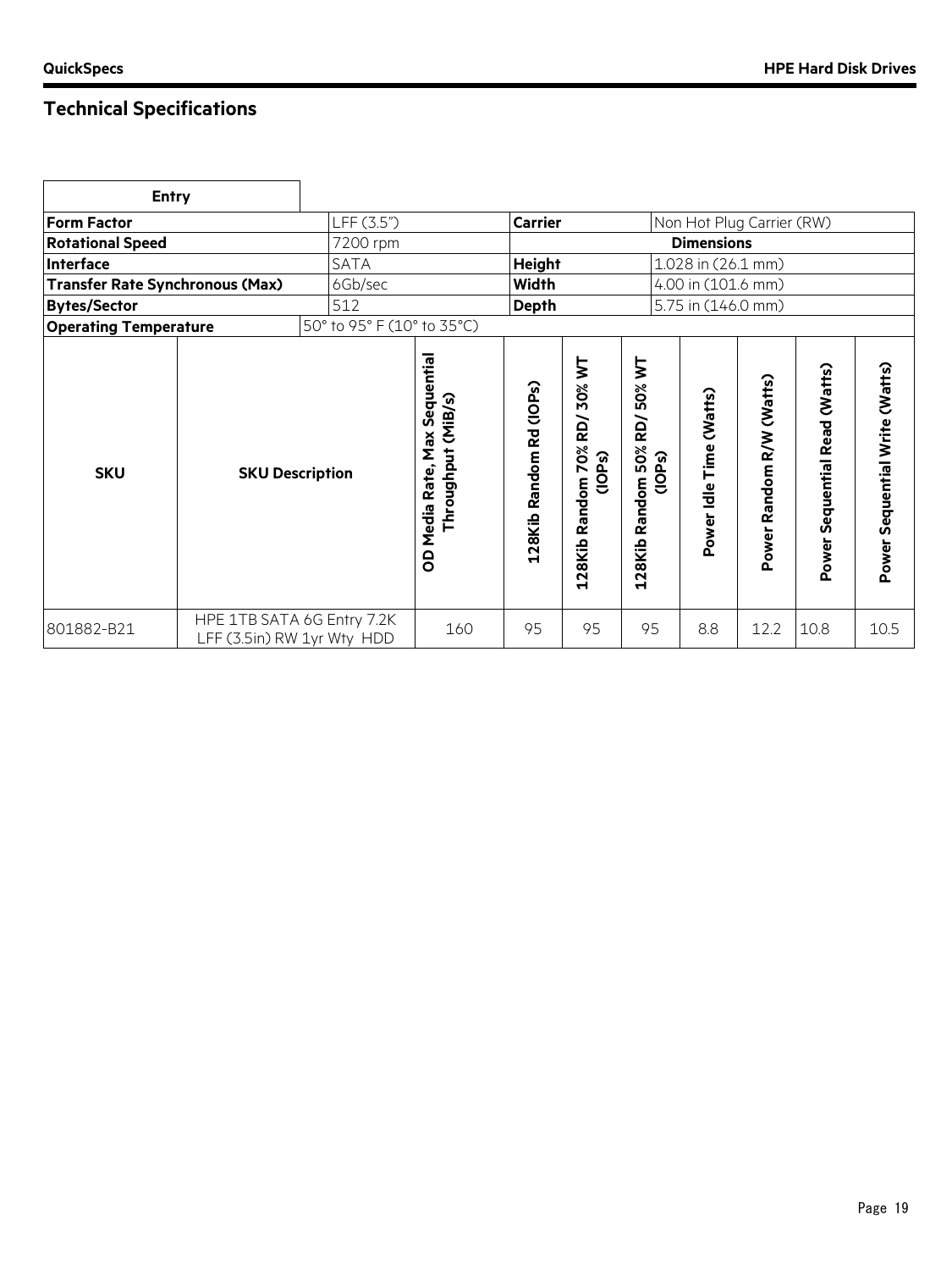## Technical Specifications

| Entry | | | |
|---|---|---|---|
| **Form Factor** | LFF (3.5") | **Carrier** | Non Hot Plug Carrier (RW) |
| **Rotational Speed** | 7200 rpm | **Dimensions** | |
| **Interface** | SATA | **Height** | 1.028 in (26.1 mm) |
| **Transfer Rate Synchronous (Max)** | 6Gb/sec | **Width** | 4.00 in (101.6 mm) |
| **Bytes/Sector** | 512 | **Depth** | 5.75 in (146.0 mm) |
| **Operating Temperature** | 50° to 95° F (10° to 35°C) | | |

| SKU | SKU Description | OD Media Rate, Max Sequential Throughput (MiB/s) | 128Kib Random Rd (IOPs) | 128Kib Random 70% RD/ 30% WT (IOPs) | 128Kib Random 50% RD/ 50% WT (IOPs) | Power Idle Time (Watts) | Power Random R/W (Watts) | Power Sequential Read (Watts) | Power Sequential Write (Watts) |
|---|---|---|---|---|---|---|---|---|---|
| 801882-B21 | HPE 1TB SATA 6G Entry 7.2K LFF (3.5in) RW 1yr Wty HDD | 160 | 95 | 95 | 95 | 8.8 | 12.2 | 10.8 | 10.5 |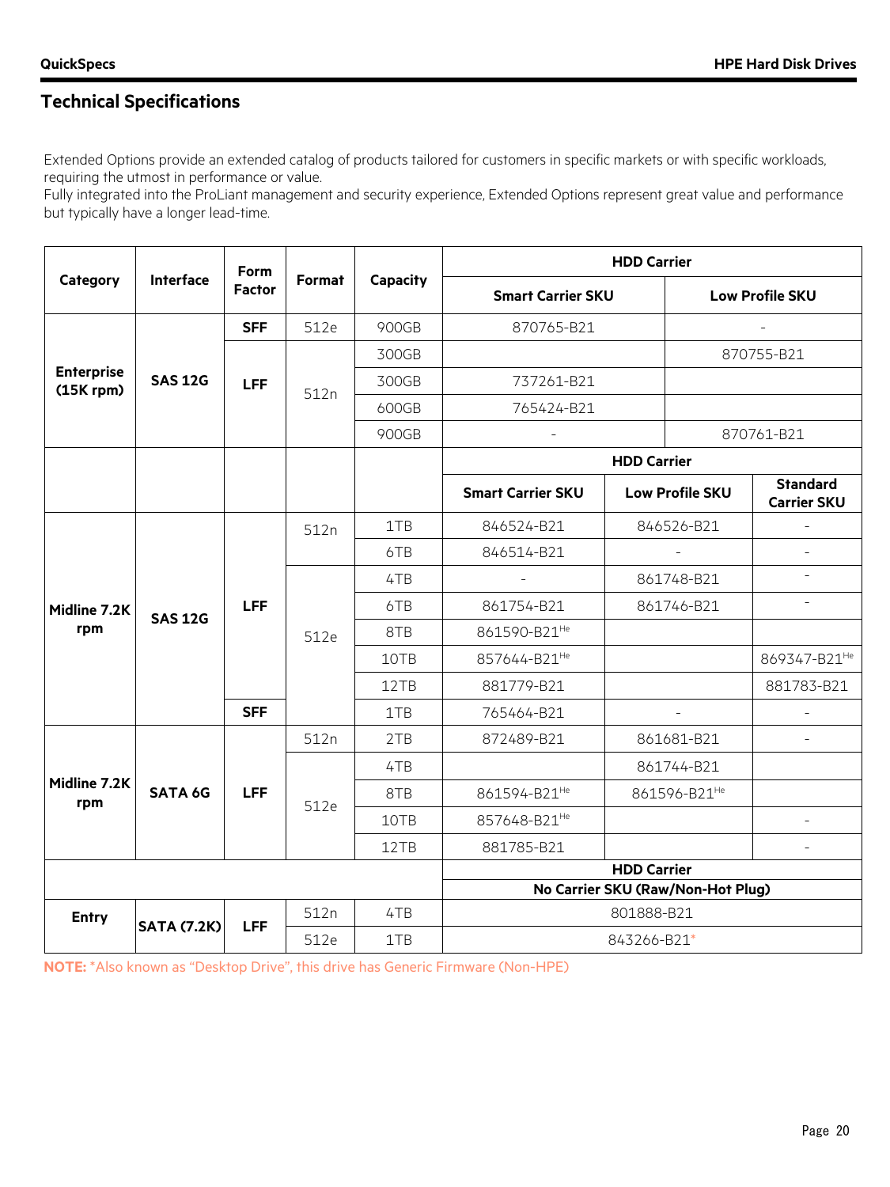## Technical Specifications

Extended Options provide an extended catalog of products tailored for customers in specific markets or with specific workloads, requiring the utmost in performance or value.
Fully integrated into the ProLiant management and security experience, Extended Options represent great value and performance but typically have a longer lead-time.

| Category | Interface | Form Factor | Format | Capacity | HDD Carrier | | |
|---|---|---|---|---|---|---|---|
| | | | | | **Smart Carrier SKU** | **Low Profile SKU** | |
| **Enterprise (15K rpm)** | **SAS 12G** | **SFF** | 512e | 900GB | 870765-B21 | - | |
| | | **LFF** | 512n | 300GB | | 870755-B21 | |
| | | | | 300GB | 737261-B21 | | |
| | | | | 600GB | 765424-B21 | | |
| | | | | 900GB | - | 870761-B21 | |
| | | | | | **HDD Carrier** | | |
| | | | | | **Smart Carrier SKU** | **Low Profile SKU** | **Standard Carrier SKU** |
| **Midline 7.2K rpm** | **SAS 12G** | **LFF** | 512n | 1TB | 846524-B21 | 846526-B21 | - |
| | | | | 6TB | 846514-B21 | - | - |
| | | | 512e | 4TB | - | 861748-B21 | - |
| | | | | 6TB | 861754-B21 | 861746-B21 | - |
| | | | | 8TB | 861590-B21[He] | | |
| | | | | 10TB | 857644-B21[He] | | 869347-B21[He] |
| | | | | 12TB | 881779-B21 | | 881783-B21 |
| | | **SFF** | | 1TB | 765464-B21 | - | - |
| **Midline 7.2K rpm** | **SATA 6G** | **LFF** | 512n | 2TB | 872489-B21 | 861681-B21 | - |
| | | | 512e | 4TB | | 861744-B21 | |
| | | | | 8TB | 861594-B21[He] | 861596-B21[He] | |
| | | | | 10TB | 857648-B21[He] | | - |
| | | | | 12TB | 881785-B21 | | - |
| | | | | | **HDD Carrier** | | |
| | | | | | **No Carrier SKU (Raw/Non-Hot Plug)** | | |
| **Entry** | **SATA (7.2K)** | **LFF** | 512n | 4TB | 801888-B21 | | |
| | | | 512e | 1TB | 843266-B21* | | |

**NOTE:** *Also known as "Desktop Drive", this drive has Generic Firmware (Non-HPE)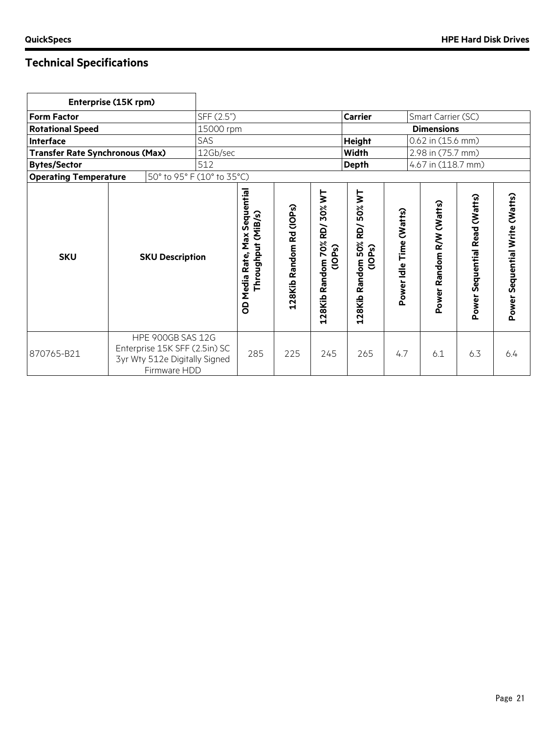## Technical Specifications

| Enterprise (15K rpm) | | | |
|---|---|---|---|
| **Form Factor** | SFF (2.5") | **Carrier** | Smart Carrier (SC) |
| **Rotational Speed** | 15000 rpm | **Dimensions** | |
| **Interface** | SAS | **Height** | 0.62 in (15.6 mm) |
| **Transfer Rate Synchronous (Max)** | 12Gb/sec | **Width** | 2.98 in (75.7 mm) |
| **Bytes/Sector** | 512 | **Depth** | 4.67 in (118.7 mm) |
| **Operating Temperature** | 50° to 95° F (10° to 35°C) | | |

| SKU | SKU Description | OD Media Rate, Max Sequential Throughput (MiB/s) | 128Kib Random Rd (IOPs) | 128Kib Random 70% RD/ 30% WT (IOPs) | 128Kib Random 50% RD/ 50% WT (IOPs) | Power Idle Time (Watts) | Power Random R/W (Watts) | Power Sequential Read (Watts) | Power Sequential Write (Watts) |
|---|---|---|---|---|---|---|---|---|---|
| 870765-B21 | HPE 900GB SAS 12G Enterprise 15K SFF (2.5in) SC 3yr Wty 512e Digitally Signed Firmware HDD | 285 | 225 | 245 | 265 | 4.7 | 6.1 | 6.3 | 6.4 |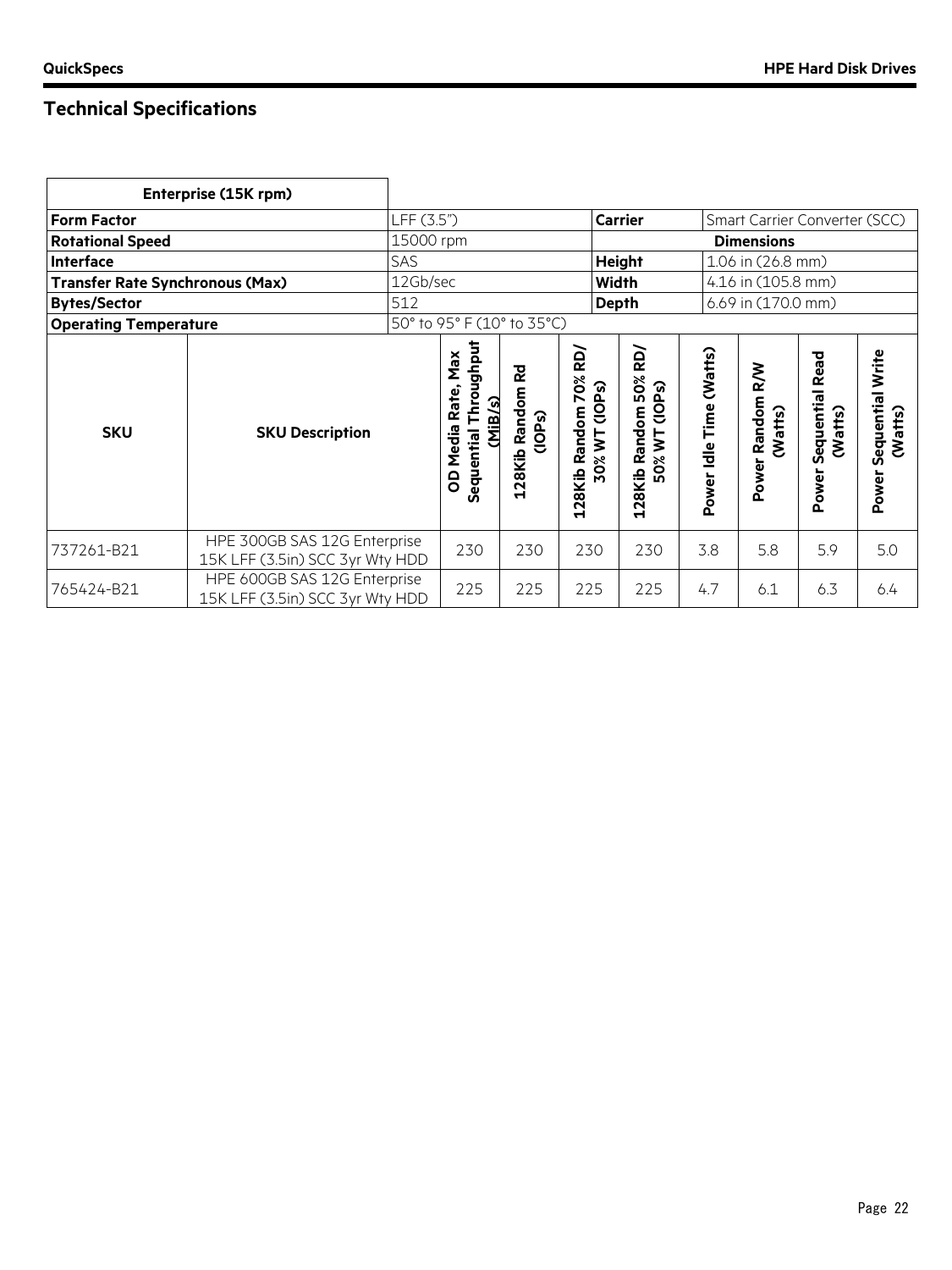## Technical Specifications

| Enterprise (15K rpm) | | | |
|---|---|---|---|
| **Form Factor** | LFF (3.5") | **Carrier** | Smart Carrier Converter (SCC) |
| **Rotational Speed** | 15000 rpm | **Dimensions** | |
| **Interface** | SAS | **Height** | 1.06 in (26.8 mm) |
| **Transfer Rate Synchronous (Max)** | 12Gb/sec | **Width** | 4.16 in (105.8 mm) |
| **Bytes/Sector** | 512 | **Depth** | 6.69 in (170.0 mm) |
| **Operating Temperature** | 50° to 95° F (10° to 35°C) | | |

| SKU | SKU Description | OD Media Rate, Max Sequential Throughput (MiB/s) | 128Kib Random Rd (IOPs) | 128Kib Random 70% RD/ 30% WT (IOPs) | 128Kib Random 50% RD/ 50% WT (IOPs) | Power Idle Time (Watts) | Power Random R/W (Watts) | Power Sequential Read (Watts) | Power Sequential Write (Watts) |
|---|---|---|---|---|---|---|---|---|---|
| 737261-B21 | HPE 300GB SAS 12G Enterprise 15K LFF (3.5in) SCC 3yr Wty HDD | 230 | 230 | 230 | 230 | 3.8 | 5.8 | 5.9 | 5.0 |
| 765424-B21 | HPE 600GB SAS 12G Enterprise 15K LFF (3.5in) SCC 3yr Wty HDD | 225 | 225 | 225 | 225 | 4.7 | 6.1 | 6.3 | 6.4 |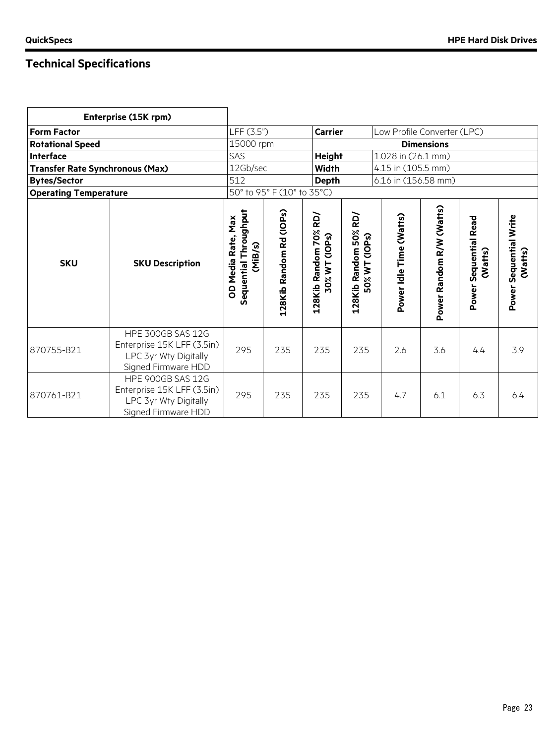## Technical Specifications

| Enterprise (15K rpm) | | | | | |
|---|---|---|---|---|---|
| **Form Factor** | LFF (3.5") | **Carrier** | Low Profile Converter (LPC) | | |
| **Rotational Speed** | 15000 rpm | **Dimensions** | | | |
| **Interface** | SAS | **Height** | 1.028 in (26.1 mm) | | |
| **Transfer Rate Synchronous (Max)** | 12Gb/sec | **Width** | 4.15 in (105.5 mm) | | |
| **Bytes/Sector** | 512 | **Depth** | 6.16 in (156.58 mm) | | |
| **Operating Temperature** | 50° to 95° F (10° to 35°C) | | | | |

| SKU | SKU Description | OD Media Rate, Max Sequential Throughput (MiB/s) | 128Kib Random Rd (IOPs) | 128Kib Random 70% RD/ 30% WT (IOPs) | 128Kib Random 50% RD/ 50% WT (IOPs) | Power Idle Time (Watts) | Power Random R/W (Watts) | Power Sequential Read (Watts) | Power Sequential Write (Watts) |
|---|---|---|---|---|---|---|---|---|---|
| 870755-B21 | HPE 300GB SAS 12G Enterprise 15K LFF (3.5in) LPC 3yr Wty Digitally Signed Firmware HDD | 295 | 235 | 235 | 235 | 2.6 | 3.6 | 4.4 | 3.9 |
| 870761-B21 | HPE 900GB SAS 12G Enterprise 15K LFF (3.5in) LPC 3yr Wty Digitally Signed Firmware HDD | 295 | 235 | 235 | 235 | 4.7 | 6.1 | 6.3 | 6.4 |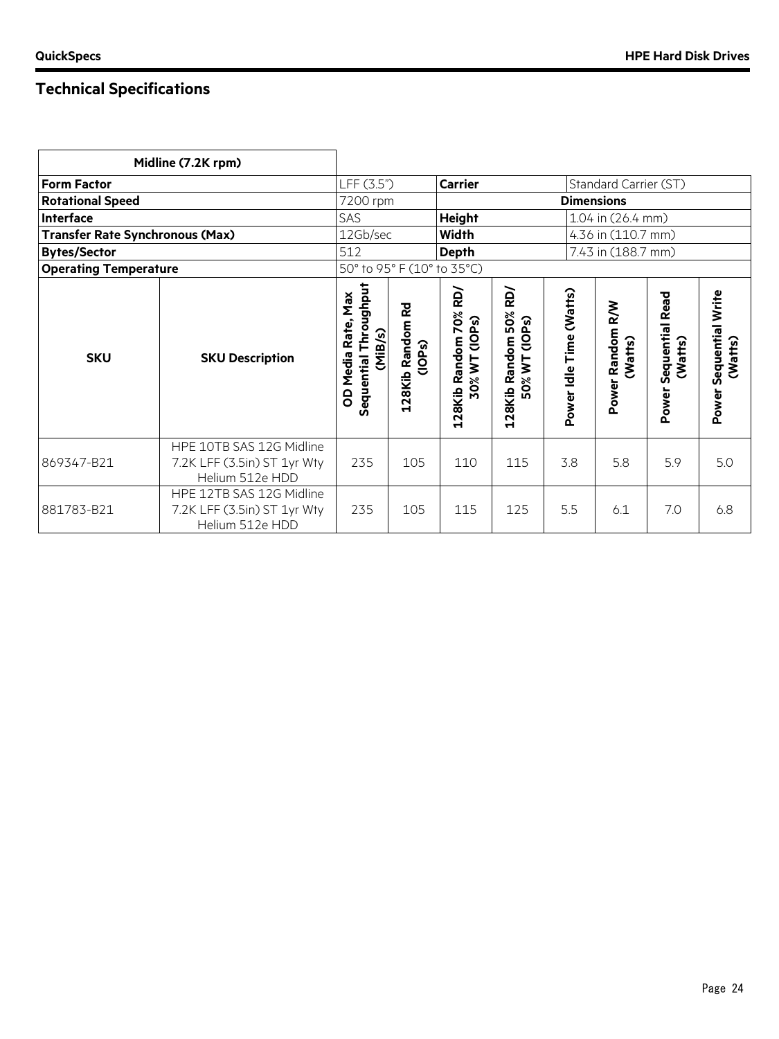## Technical Specifications

| Midline (7.2K rpm) | | | | | | | | | |
|---|---|---|---|---|---|---|---|---|---|
| **Form Factor** | | LFF (3.5") | | **Carrier** | | Standard Carrier (ST) | | | |
| **Rotational Speed** | | 7200 rpm | | **Dimensions** | | | | | |
| **Interface** | | SAS | | **Height** | | 1.04 in (26.4 mm) | | | |
| **Transfer Rate Synchronous (Max)** | | 12Gb/sec | | **Width** | | 4.36 in (110.7 mm) | | | |
| **Bytes/Sector** | | 512 | | **Depth** | | 7.43 in (188.7 mm) | | | |
| **Operating Temperature** | | 50° to 95° F (10° to 35°C) | | | | | | | |
| **SKU** | **SKU Description** | **OD Media Rate, Max Sequential Throughput (MiB/s)** | **128Kib Random Rd (IOPs)** | **128Kib Random 70% RD/ 30% WT (IOPs)** | **128Kib Random 50% RD/ 50% WT (IOPs)** | **Power Idle Time (Watts)** | **Power Random R/W (Watts)** | **Power Sequential Read (Watts)** | **Power Sequential Write (Watts)** |
| 869347-B21 | HPE 10TB SAS 12G Midline 7.2K LFF (3.5in) ST 1yr Wty Helium 512e HDD | 235 | 105 | 110 | 115 | 3.8 | 5.8 | 5.9 | 5.0 |
| 881783-B21 | HPE 12TB SAS 12G Midline 7.2K LFF (3.5in) ST 1yr Wty Helium 512e HDD | 235 | 105 | 115 | 125 | 5.5 | 6.1 | 7.0 | 6.8 |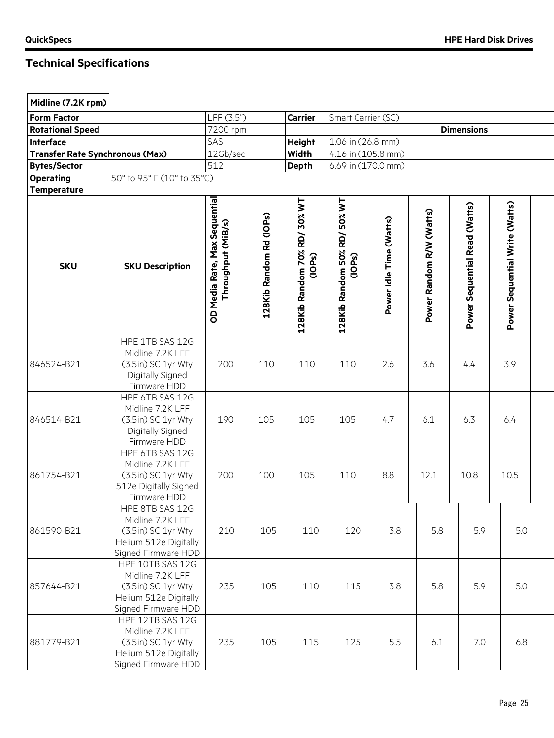## Technical Specifications

| Midline (7.2K rpm) | | | | | | | | | |
|---|---|---|---|---|---|---|---|---|---|
| **Form Factor** | | LFF (3.5") | | **Carrier** | Smart Carrier (SC) | | | | |
| **Rotational Speed** | | 7200 rpm | | | | | **Dimensions** | | |
| **Interface** | | SAS | | **Height** | 1.06 in (26.8 mm) | | | | |
| **Transfer Rate Synchronous (Max)** | | 12Gb/sec | | **Width** | 4.16 in (105.8 mm) | | | | |
| **Bytes/Sector** | | 512 | | **Depth** | 6.69 in (170.0 mm) | | | | |
| **Operating Temperature** | 50° to 95° F (10° to 35°C) | | | | | | | | |
| **SKU** | **SKU Description** | **OD Media Rate, Max Sequential Throughput (MiB/s)** | **128Kib Random Rd (IOPs)** | **128Kib Random 70% RD/ 30% WT (IOPs)** | **128Kib Random 50% RD/ 50% WT (IOPs)** | **Power Idle Time (Watts)** | **Power Random R/W (Watts)** | **Power Sequential Read (Watts)** | **Power Sequential Write (Watts)** |
| 846524-B21 | HPE 1TB SAS 12G Midline 7.2K LFF (3.5in) SC 1yr Wty Digitally Signed Firmware HDD | 200 | 110 | 110 | 110 | 2.6 | 3.6 | 4.4 | 3.9 |
| 846514-B21 | HPE 6TB SAS 12G Midline 7.2K LFF (3.5in) SC 1yr Wty Digitally Signed Firmware HDD | 190 | 105 | 105 | 105 | 4.7 | 6.1 | 6.3 | 6.4 |
| 861754-B21 | HPE 6TB SAS 12G Midline 7.2K LFF (3.5in) SC 1yr Wty 512e Digitally Signed Firmware HDD | 200 | 100 | 105 | 110 | 8.8 | 12.1 | 10.8 | 10.5 |
| 861590-B21 | HPE 8TB SAS 12G Midline 7.2K LFF (3.5in) SC 1yr Wty Helium 512e Digitally Signed Firmware HDD | 210 | 105 | 110 | 120 | 3.8 | 5.8 | 5.9 | 5.0 |
| 857644-B21 | HPE 10TB SAS 12G Midline 7.2K LFF (3.5in) SC 1yr Wty Helium 512e Digitally Signed Firmware HDD | 235 | 105 | 110 | 115 | 3.8 | 5.8 | 5.9 | 5.0 |
| 881779-B21 | HPE 12TB SAS 12G Midline 7.2K LFF (3.5in) SC 1yr Wty Helium 512e Digitally Signed Firmware HDD | 235 | 105 | 115 | 125 | 5.5 | 6.1 | 7.0 | 6.8 |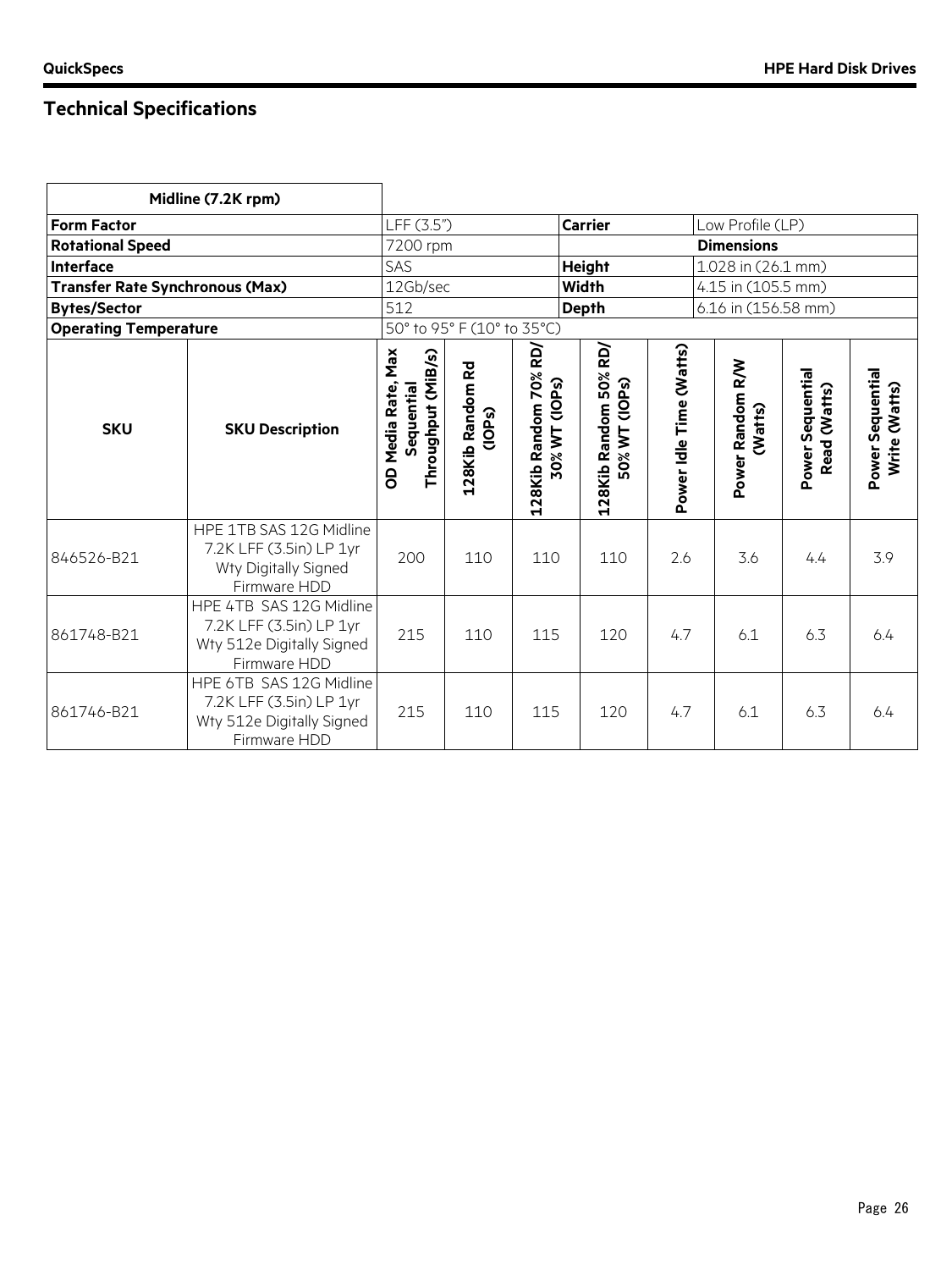## Technical Specifications

| Midline (7.2K rpm) | | | |
|---|---|---|---|
| **Form Factor** | LFF (3.5") | **Carrier** | Low Profile (LP) |
| **Rotational Speed** | 7200 rpm | | **Dimensions** |
| **Interface** | SAS | **Height** | 1.028 in (26.1 mm) |
| **Transfer Rate Synchronous (Max)** | 12Gb/sec | **Width** | 4.15 in (105.5 mm) |
| **Bytes/Sector** | 512 | **Depth** | 6.16 in (156.58 mm) |
| **Operating Temperature** | 50° to 95° F (10° to 35°C) | | |

| SKU | SKU Description | OD Media Rate, Max Sequential Throughput (MiB/s) | 128Kib Random Rd (IOPs) | 128Kib Random 70% RD/ 30% WT (IOPs) | 128Kib Random 50% RD/ 50% WT (IOPs) | Power Idle Time (Watts) | Power Random R/W (Watts) | Power Sequential Read (Watts) | Power Sequential Write (Watts) |
|---|---|---|---|---|---|---|---|---|---|
| 846526-B21 | HPE 1TB SAS 12G Midline 7.2K LFF (3.5in) LP 1yr Wty Digitally Signed Firmware HDD | 200 | 110 | 110 | 110 | 2.6 | 3.6 | 4.4 | 3.9 |
| 861748-B21 | HPE 4TB SAS 12G Midline 7.2K LFF (3.5in) LP 1yr Wty 512e Digitally Signed Firmware HDD | 215 | 110 | 115 | 120 | 4.7 | 6.1 | 6.3 | 6.4 |
| 861746-B21 | HPE 6TB SAS 12G Midline 7.2K LFF (3.5in) LP 1yr Wty 512e Digitally Signed Firmware HDD | 215 | 110 | 115 | 120 | 4.7 | 6.1 | 6.3 | 6.4 |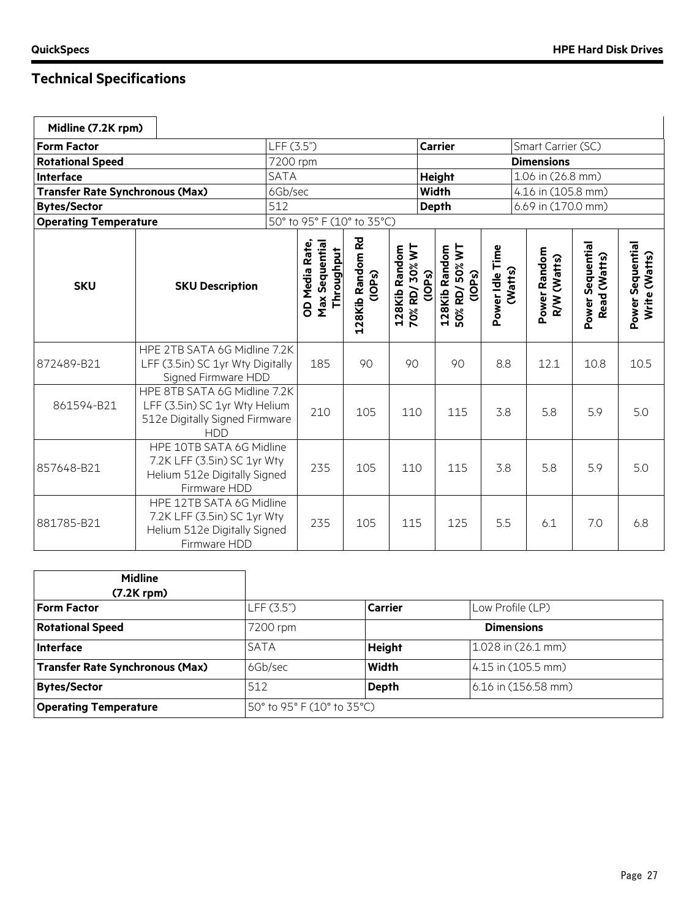## Technical Specifications

| Midline (7.2K rpm) | | | | | | | | | |
|---|---|---|---|---|---|---|---|---|---|
| **Form Factor** | | LFF (3.5") | | | **Carrier** | | Smart Carrier (SC) | | |
| **Rotational Speed** | | 7200 rpm | | | **Dimensions** | | | | |
| **Interface** | | SATA | | | **Height** | | 1.06 in (26.8 mm) | | |
| **Transfer Rate Synchronous (Max)** | | 6Gb/sec | | | **Width** | | 4.16 in (105.8 mm) | | |
| **Bytes/Sector** | | 512 | | | **Depth** | | 6.69 in (170.0 mm) | | |
| **Operating Temperature** | | 50° to 95° F (10° to 35°C) | | | | | | | |
| **SKU** | **SKU Description** | **OD Media Rate, Max Sequential Throughput** | **128Kib Random Rd (IOPs)** | **128Kib Random 70% RD/ 30% WT (IOPs)** | **128Kib Random 50% RD/ 50% WT (IOPs)** | **Power Idle Time (Watts)** | **Power Random R/W (Watts)** | **Power Sequential Read (Watts)** | **Power Sequential Write (Watts)** |
| 872489-B21 | HPE 2TB SATA 6G Midline 7.2K LFF (3.5in) SC 1yr Wty Digitally Signed Firmware HDD | 185 | 90 | 90 | 90 | 8.8 | 12.1 | 10.8 | 10.5 |
| 861594-B21 | HPE 8TB SATA 6G Midline 7.2K LFF (3.5in) SC 1yr Wty Helium 512e Digitally Signed Firmware HDD | 210 | 105 | 110 | 115 | 3.8 | 5.8 | 5.9 | 5.0 |
| 857648-B21 | HPE 10TB SATA 6G Midline 7.2K LFF (3.5in) SC 1yr Wty Helium 512e Digitally Signed Firmware HDD | 235 | 105 | 110 | 115 | 3.8 | 5.8 | 5.9 | 5.0 |
| 881785-B21 | HPE 12TB SATA 6G Midline 7.2K LFF (3.5in) SC 1yr Wty Helium 512e Digitally Signed Firmware HDD | 235 | 105 | 115 | 125 | 5.5 | 6.1 | 7.0 | 6.8 |

| Midline (7.2K rpm) | | | |
|---|---|---|---|
| **Form Factor** | LFF (3.5") | **Carrier** | Low Profile (LP) |
| **Rotational Speed** | 7200 rpm | **Dimensions** | |
| **Interface** | SATA | **Height** | 1.028 in (26.1 mm) |
| **Transfer Rate Synchronous (Max)** | 6Gb/sec | **Width** | 4.15 in (105.5 mm) |
| **Bytes/Sector** | 512 | **Depth** | 6.16 in (156.58 mm) |
| **Operating Temperature** | 50° to 95° F (10° to 35°C) | | |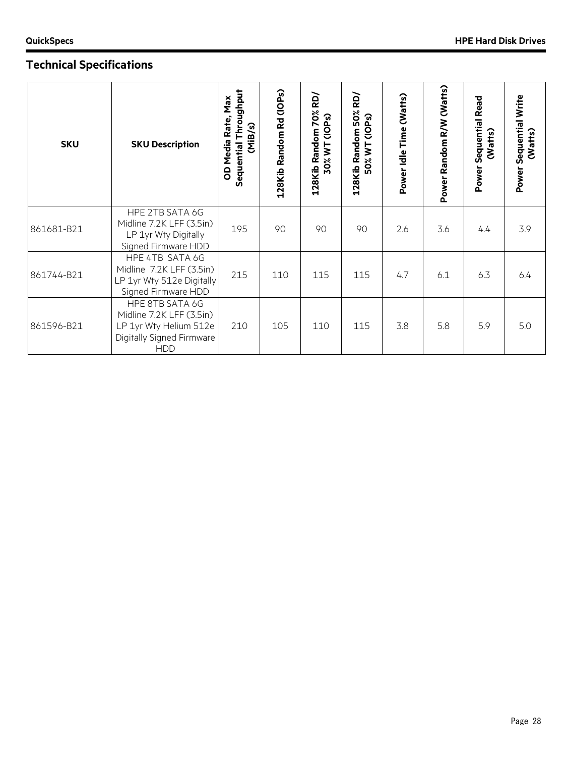## Technical Specifications

| SKU | SKU Description | OD Media Rate, Max Sequential Throughput (MiB/s) | 128Kib Random Rd (IOPs) | 128Kib Random 70% RD/ 30% WT (IOPs) | 128Kib Random 50% RD/ 50% WT (IOPs) | Power Idle Time (Watts) | Power Random R/W (Watts) | Power Sequential Read (Watts) | Power Sequential Write (Watts) |
|---|---|---|---|---|---|---|---|---|---|
| 861681-B21 | HPE 2TB SATA 6G Midline 7.2K LFF (3.5in) LP 1yr Wty Digitally Signed Firmware HDD | 195 | 90 | 90 | 90 | 2.6 | 3.6 | 4.4 | 3.9 |
| 861744-B21 | HPE 4TB SATA 6G Midline 7.2K LFF (3.5in) LP 1yr Wty 512e Digitally Signed Firmware HDD | 215 | 110 | 115 | 115 | 4.7 | 6.1 | 6.3 | 6.4 |
| 861596-B21 | HPE 8TB SATA 6G Midline 7.2K LFF (3.5in) LP 1yr Wty Helium 512e Digitally Signed Firmware HDD | 210 | 105 | 110 | 115 | 3.8 | 5.8 | 5.9 | 5.0 |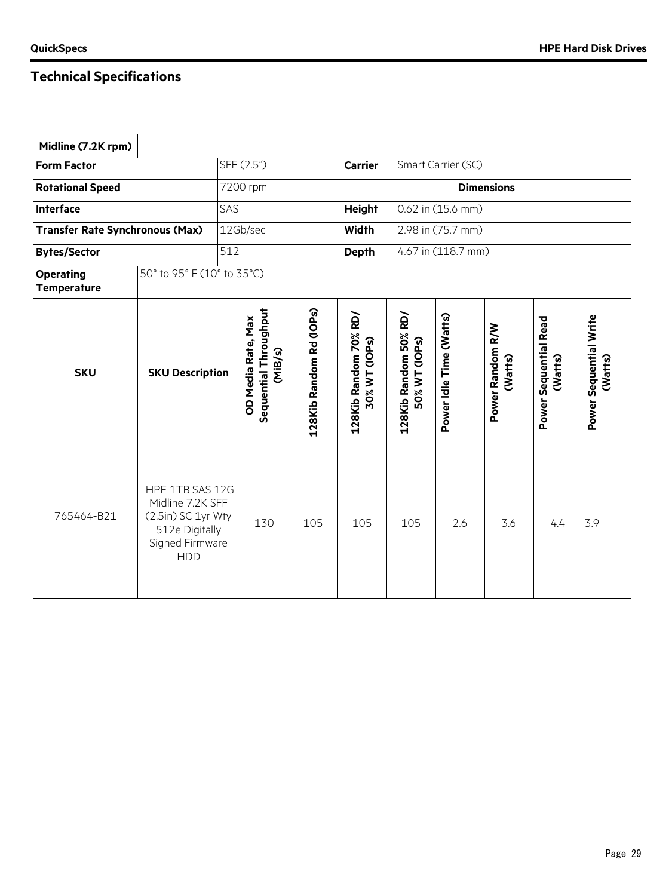## Technical Specifications

| Midline (7.2K rpm) | | | |
|---|---|---|---|
| **Form Factor** | SFF (2.5") | **Carrier** | Smart Carrier (SC) |
| **Rotational Speed** | 7200 rpm | **Dimensions** | |
| **Interface** | SAS | **Height** | 0.62 in (15.6 mm) |
| **Transfer Rate Synchronous (Max)** | 12Gb/sec | **Width** | 2.98 in (75.7 mm) |
| **Bytes/Sector** | 512 | **Depth** | 4.67 in (118.7 mm) |
| **Operating Temperature** | 50° to 95° F (10° to 35°C) | | |

| SKU | SKU Description | OD Media Rate, Max Sequential Throughput (MiB/s) | 128Kib Random Rd (IOPs) | 128Kib Random 70% RD/ 30% WT (IOPs) | 128Kib Random 50% RD/ 50% WT (IOPs) | Power Idle Time (Watts) | Power Random R/W (Watts) | Power Sequential Read (Watts) | Power Sequential Write (Watts) |
|---|---|---|---|---|---|---|---|---|---|
| 765464-B21 | HPE 1TB SAS 12G Midline 7.2K SFF (2.5in) SC 1yr Wty 512e Digitally Signed Firmware HDD | 130 | 105 | 105 | 105 | 2.6 | 3.6 | 4.4 | 3.9 |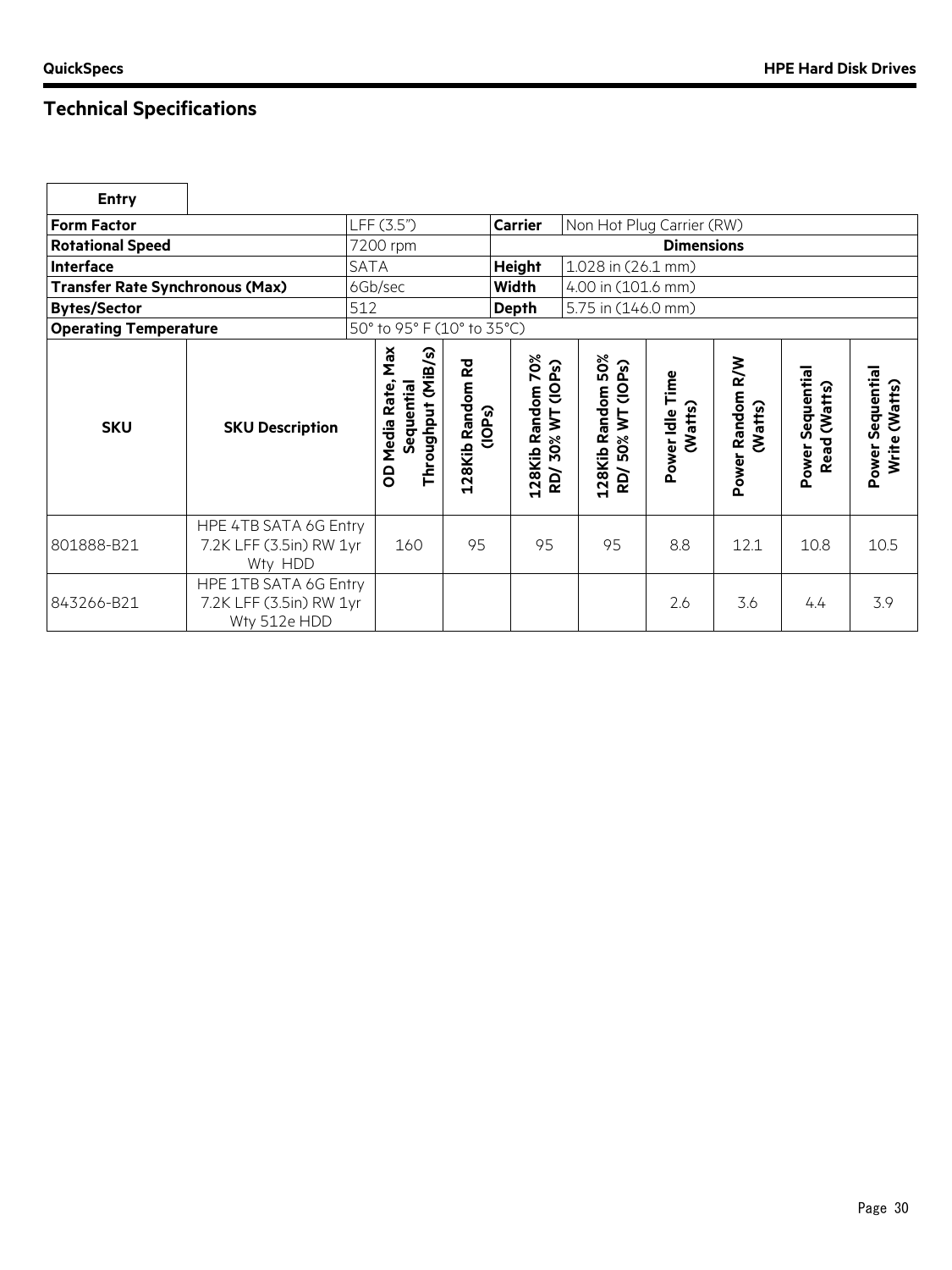## Technical Specifications

| Entry | | | | | | | | | | |
|---|---|---|---|---|---|---|---|---|---|---|
| **Form Factor** | | LFF (3.5") | | **Carrier** | Non Hot Plug Carrier (RW) | | | | | |
| **Rotational Speed** | | 7200 rpm | | **Dimensions** | | | | | | |
| **Interface** | | SATA | | **Height** | 1.028 in (26.1 mm) | | | | | |
| **Transfer Rate Synchronous (Max)** | | 6Gb/sec | | **Width** | 4.00 in (101.6 mm) | | | | | |
| **Bytes/Sector** | | 512 | | **Depth** | 5.75 in (146.0 mm) | | | | | |
| **Operating Temperature** | | 50° to 95° F (10° to 35°C) | | | | | | | | |
| **SKU** | **SKU Description** | **OD Media Rate, Max Sequential Throughput (MiB/s)** | **128Kib Random Rd (IOPs)** | **128Kib Random 70% RD/ 30% WT (IOPs)** | **128Kib Random 50% RD/ 50% WT (IOPs)** | **Power Idle Time (Watts)** | **Power Random R/W (Watts)** | **Power Sequential Read (Watts)** | **Power Sequential Write (Watts)** | |
| 801888-B21 | HPE 4TB SATA 6G Entry 7.2K LFF (3.5in) RW 1yr Wty HDD | 160 | 95 | 95 | 95 | 8.8 | 12.1 | 10.8 | 10.5 | |
| 843266-B21 | HPE 1TB SATA 6G Entry 7.2K LFF (3.5in) RW 1yr Wty 512e HDD | | | | | 2.6 | 3.6 | 4.4 | 3.9 | |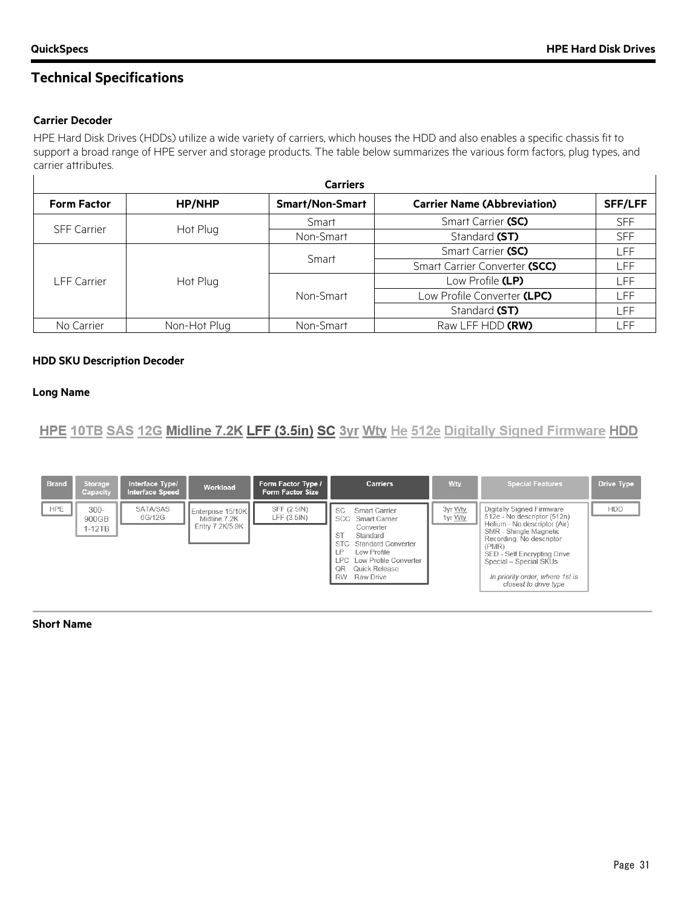## Technical Specifications

### Carrier Decoder

HPE Hard Disk Drives (HDDs) utilize a wide variety of carriers, which houses the HDD and also enables a specific chassis fit to support a broad range of HPE server and storage products. The table below summarizes the various form factors, plug types, and carrier attributes.

| Carriers | | | | |
|---|---|---|---|---|
| **Form Factor** | **HP/NHP** | **Smart/Non-Smart** | **Carrier Name (Abbreviation)** | **SFF/LFF** |
| SFF Carrier | Hot Plug | Smart | Smart Carrier **(SC)** | SFF |
| | | Non-Smart | Standard **(ST)** | SFF |
| LFF Carrier | Hot Plug | Smart | Smart Carrier **(SC)** | LFF |
| | | | Smart Carrier Converter **(SCC)** | LFF |
| | | Non-Smart | Low Profile **(LP)** | LFF |
| | | | Low Profile Converter **(LPC)** | LFF |
| | | | Standard **(ST)** | LFF |
| No Carrier | Non-Hot Plug | Non-Smart | Raw LFF HDD **(RW)** | LFF |

### HDD SKU Description Decoder

**Long Name**

HPE 10TB SAS 12G Midline 7.2K LFF (3.5in) SC 3yr Wty He 512e Digitally Signed Firmware HDD

| Brand | Storage Capacity | Interface Type/ Interface Speed | Workload | Form Factor Type / Form Factor Size | Carriers | Wty | Special Features | Drive Type |
|---|---|---|---|---|---|---|---|---|
| HPE | 300-900GB 1-12TB | SATA/SAS 6G/12G | Enterprise 15/10K Midline 7.2K Entry 7.2K/5.9K | SFF (2.5IN) LFF (3.5IN) | SC Smart Carrier<br>SCC Smart Carrier Converter<br>ST Standard<br>STC Standard Converter<br>LP Low Profile<br>LPC Low Profile Converter<br>QR Quick Release<br>RW Raw Drive | 3yr Wty<br>1yr Wty | Digitally Signed Firmware<br>512e - No descriptor (512n)<br>Helium - No descriptor (Air)<br>SMR - Shingle Magnetic Recording; No descriptor (PMR)<br>SED - Self Encrypting Drive<br>Special – Special SKUs<br>*In priority order, where 1st is closest to drive type* | HDD |

**Short Name**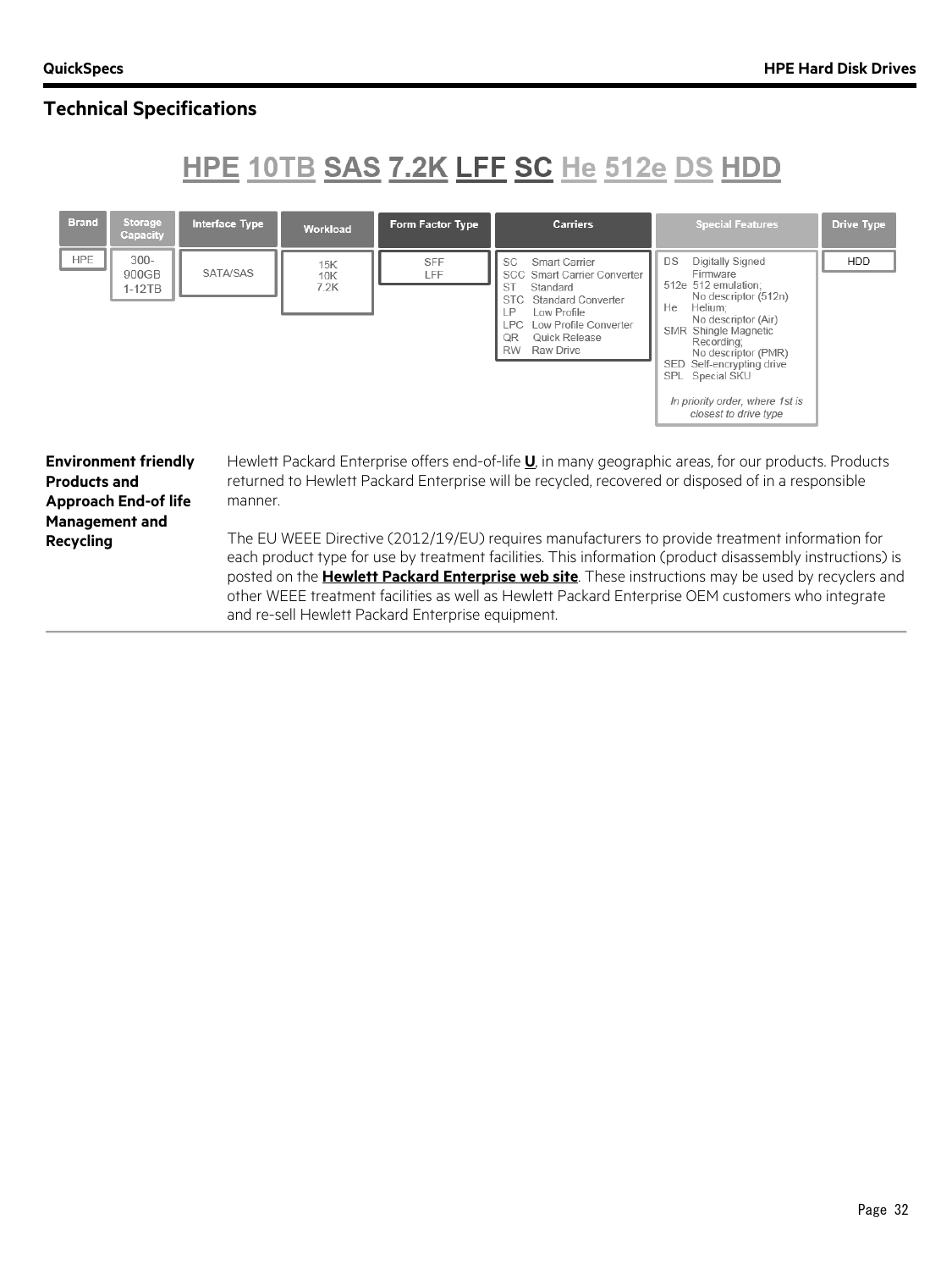## Technical Specifications

**HPE 10TB SAS 7.2K LFF SC He 512e DS HDD**

| Brand | Storage Capacity | Interface Type | Workload | Form Factor Type | Carriers | Special Features | Drive Type |
|---|---|---|---|---|---|---|---|
| HPE | 300-900GB<br>1-12TB | SATA/SAS | 15K<br>10K<br>7.2K | SFF<br>LFF | SC Smart Carrier<br>SCC Smart Carrier Converter<br>ST Standard<br>STC Standard Converter<br>LP Low Profile<br>LPC Low Profile Converter<br>QR Quick Release<br>RW Raw Drive | DS Digitally Signed Firmware<br>512e 512 emulation; No descriptor (512n)<br>He Helium; No descriptor (Air)<br>SMR Shingle Magnetic Recording; No descriptor (PMR)<br>SED Self-encrypting drive<br>SPL Special SKU<br>*In priority order, where 1st is closest to drive type* | HDD |

**Environment friendly Products and Approach End-of life Management and Recycling**

Hewlett Packard Enterprise offers end-of-life **U**, in many geographic areas, for our products. Products returned to Hewlett Packard Enterprise will be recycled, recovered or disposed of in a responsible manner.

The EU WEEE Directive (2012/19/EU) requires manufacturers to provide treatment information for each product type for use by treatment facilities. This information (product disassembly instructions) is posted on the **Hewlett Packard Enterprise web site**. These instructions may be used by recyclers and other WEEE treatment facilities as well as Hewlett Packard Enterprise OEM customers who integrate and re-sell Hewlett Packard Enterprise equipment.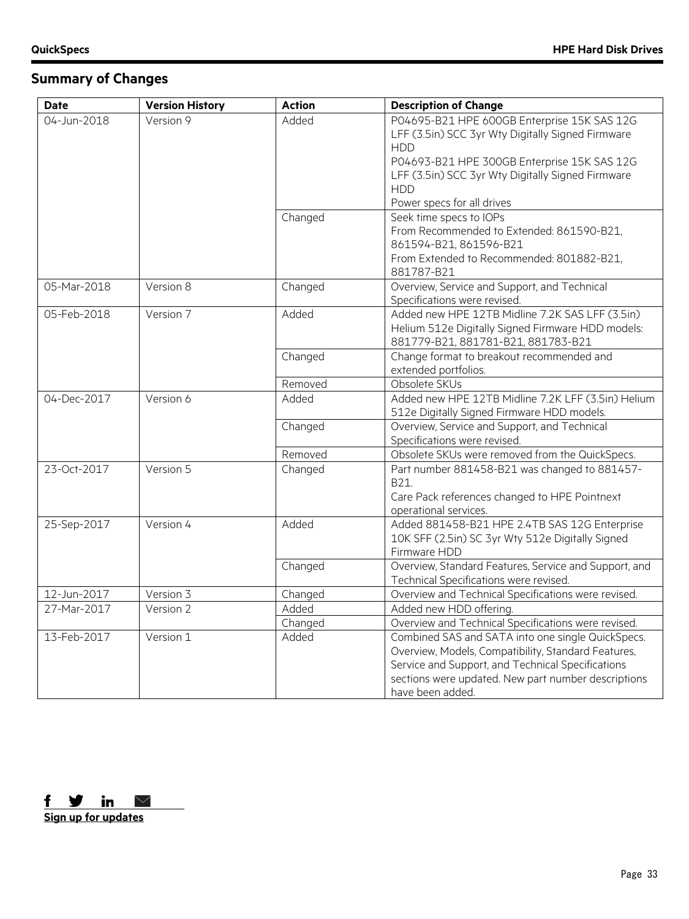## Summary of Changes

| Date | Version History | Action | Description of Change |
|---|---|---|---|
| 04-Jun-2018 | Version 9 | Added | P04695-B21 HPE 600GB Enterprise 15K SAS 12G LFF (3.5in) SCC 3yr Wty Digitally Signed Firmware HDD<br>P04693-B21 HPE 300GB Enterprise 15K SAS 12G LFF (3.5in) SCC 3yr Wty Digitally Signed Firmware HDD<br>Power specs for all drives |
| | | Changed | Seek time specs to IOPs<br>From Recommended to Extended: 861590-B21, 861594-B21, 861596-B21<br>From Extended to Recommended: 801882-B21, 881787-B21 |
| 05-Mar-2018 | Version 8 | Changed | Overview, Service and Support, and Technical Specifications were revised. |
| 05-Feb-2018 | Version 7 | Added | Added new HPE 12TB Midline 7.2K SAS LFF (3.5in) Helium 512e Digitally Signed Firmware HDD models: 881779-B21, 881781-B21, 881783-B21 |
| | | Changed | Change format to breakout recommended and extended portfolios. |
| | | Removed | Obsolete SKUs |
| 04-Dec-2017 | Version 6 | Added | Added new HPE 12TB Midline 7.2K LFF (3.5in) Helium 512e Digitally Signed Firmware HDD models. |
| | | Changed | Overview, Service and Support, and Technical Specifications were revised. |
| | | Removed | Obsolete SKUs were removed from the QuickSpecs. |
| 23-Oct-2017 | Version 5 | Changed | Part number 881458-B21 was changed to 881457-B21.<br>Care Pack references changed to HPE Pointnext operational services. |
| 25-Sep-2017 | Version 4 | Added | Added 881458-B21 HPE 2.4TB SAS 12G Enterprise 10K SFF (2.5in) SC 3yr Wty 512e Digitally Signed Firmware HDD |
| | | Changed | Overview, Standard Features, Service and Support, and Technical Specifications were revised. |
| 12-Jun-2017 | Version 3 | Changed | Overview and Technical Specifications were revised. |
| 27-Mar-2017 | Version 2 | Added | Added new HDD offering. |
| | | Changed | Overview and Technical Specifications were revised. |
| 13-Feb-2017 | Version 1 | Added | Combined SAS and SATA into one single QuickSpecs. Overview, Models, Compatibility, Standard Features, Service and Support, and Technical Specifications sections were updated. New part number descriptions have been added. |

**Sign up for updates**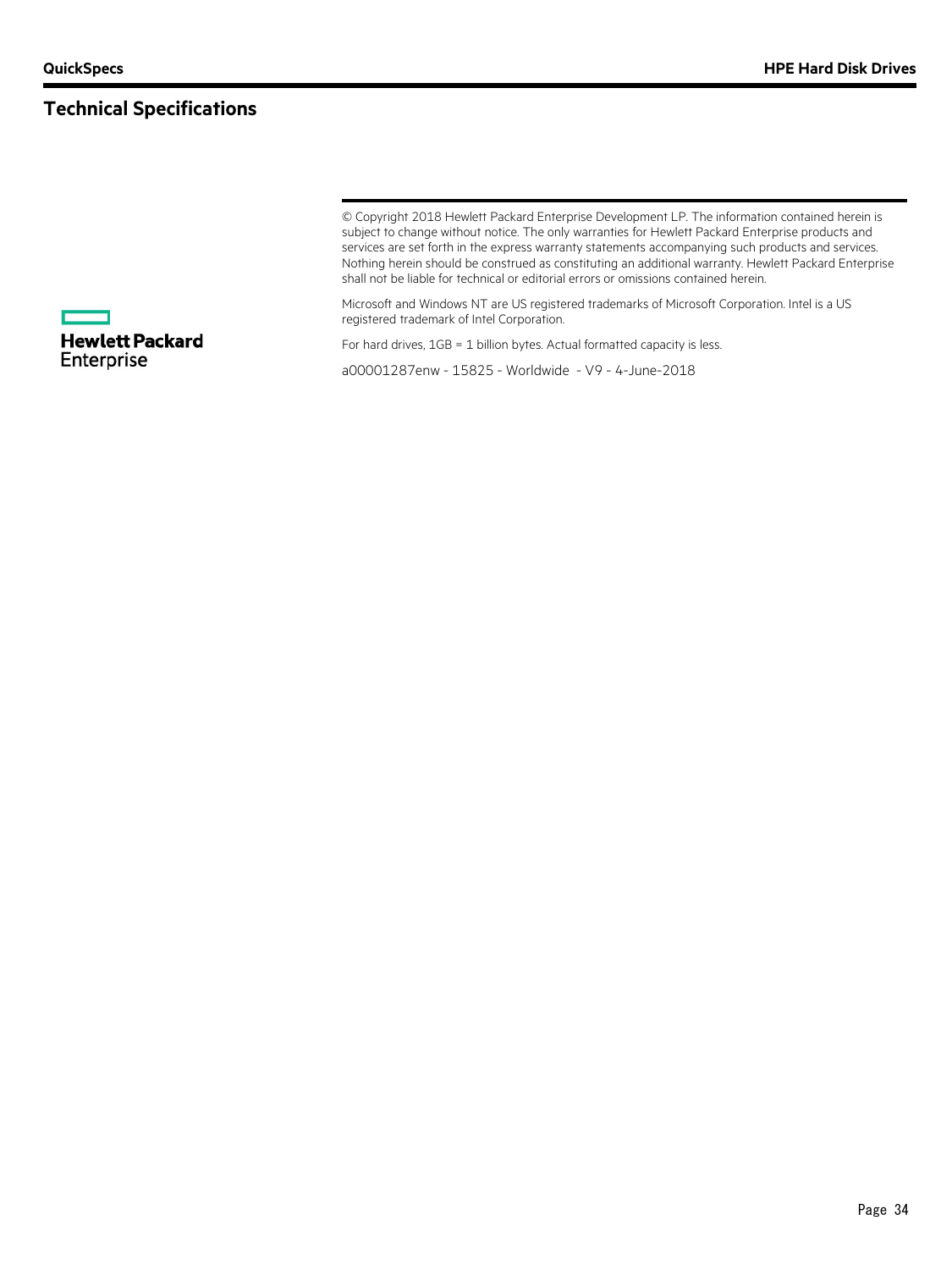## Technical Specifications

**Hewlett Packard Enterprise**

© Copyright 2018 Hewlett Packard Enterprise Development LP. The information contained herein is subject to change without notice. The only warranties for Hewlett Packard Enterprise products and services are set forth in the express warranty statements accompanying such products and services. Nothing herein should be construed as constituting an additional warranty. Hewlett Packard Enterprise shall not be liable for technical or editorial errors or omissions contained herein.

Microsoft and Windows NT are US registered trademarks of Microsoft Corporation. Intel is a US registered trademark of Intel Corporation.

For hard drives, 1GB = 1 billion bytes. Actual formatted capacity is less.

a00001287enw - 15825 - Worldwide - V9 - 4-June-2018